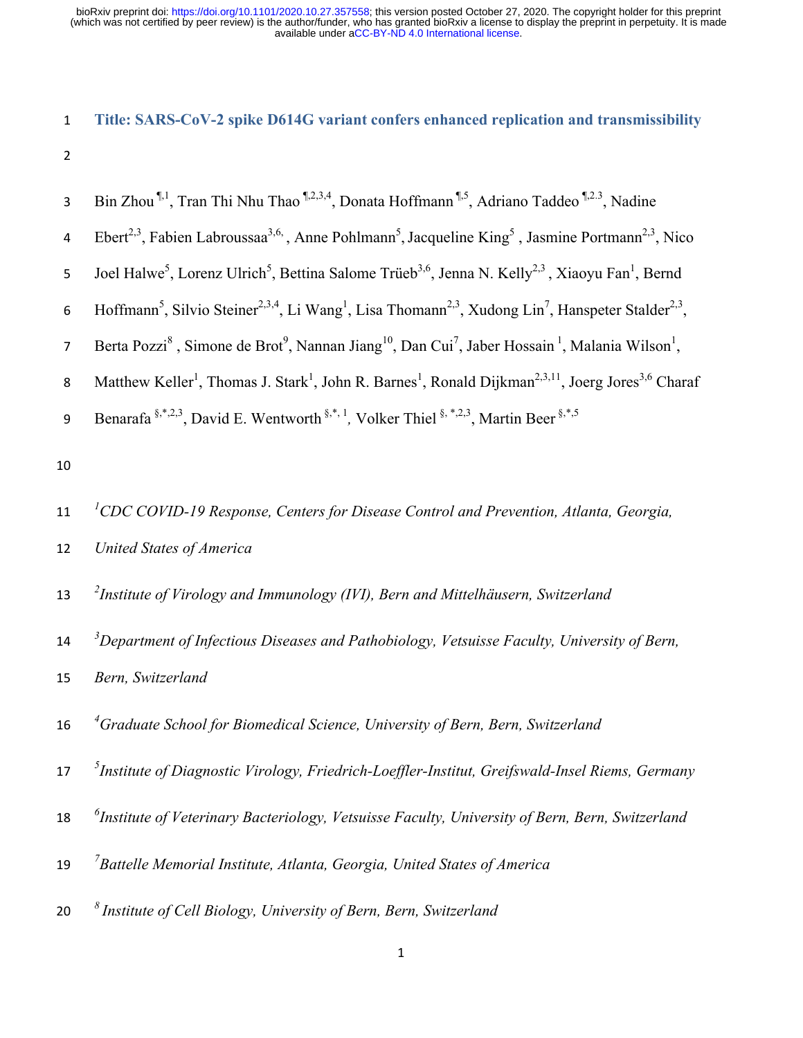# Title: SARS-CoV-2 spike D614G variant confers enhanced replication and transmissibility

Bin Zhou [¶,1], Tran Thi Nhu Thao [¶,2,3,4], Donata Hoffmann [¶,5], Adriano Taddeo [¶,2,3], Nadine Ebert[2,3], Fabien Labroussaa[3,6,], Anne Pohlmann[5], Jacqueline King[5], Jasmine Portmann[2,3], Nico Joel Halwe[5], Lorenz Ulrich[5], Bettina Salome Trüeb[3,6], Jenna N. Kelly[2,3], Xiaoyu Fan[1], Bernd Hoffmann[5], Silvio Steiner[2,3,4], Li Wang[1], Lisa Thomann[2,3], Xudong Lin[7], Hanspeter Stalder[2,3], Berta Pozzi[8], Simone de Brot[9], Nannan Jiang[10], Dan Cui[7], Jaber Hossain [1], Malania Wilson[1], Matthew Keller[1], Thomas J. Stark[1], John R. Barnes[1], Ronald Dijkman[2,3,11], Joerg Jores[3,6] Charaf Benarafa [§,*,2,3], David E. Wentworth [§,*,1], Volker Thiel [§,*,2,3], Martin Beer [§,*,5]

[1]*CDC COVID-19 Response, Centers for Disease Control and Prevention, Atlanta, Georgia, United States of America*

[2]*Institute of Virology and Immunology (IVI), Bern and Mittelhäusern, Switzerland*

[3]*Department of Infectious Diseases and Pathobiology, Vetsuisse Faculty, University of Bern, Bern, Switzerland*

[4]*Graduate School for Biomedical Science, University of Bern, Bern, Switzerland*

[5]*Institute of Diagnostic Virology, Friedrich-Loeffler-Institut, Greifswald-Insel Riems, Germany*

[6]*Institute of Veterinary Bacteriology, Vetsuisse Faculty, University of Bern, Bern, Switzerland*

[7]*Battelle Memorial Institute, Atlanta, Georgia, United States of America*

[8] *Institute of Cell Biology, University of Bern, Bern, Switzerland*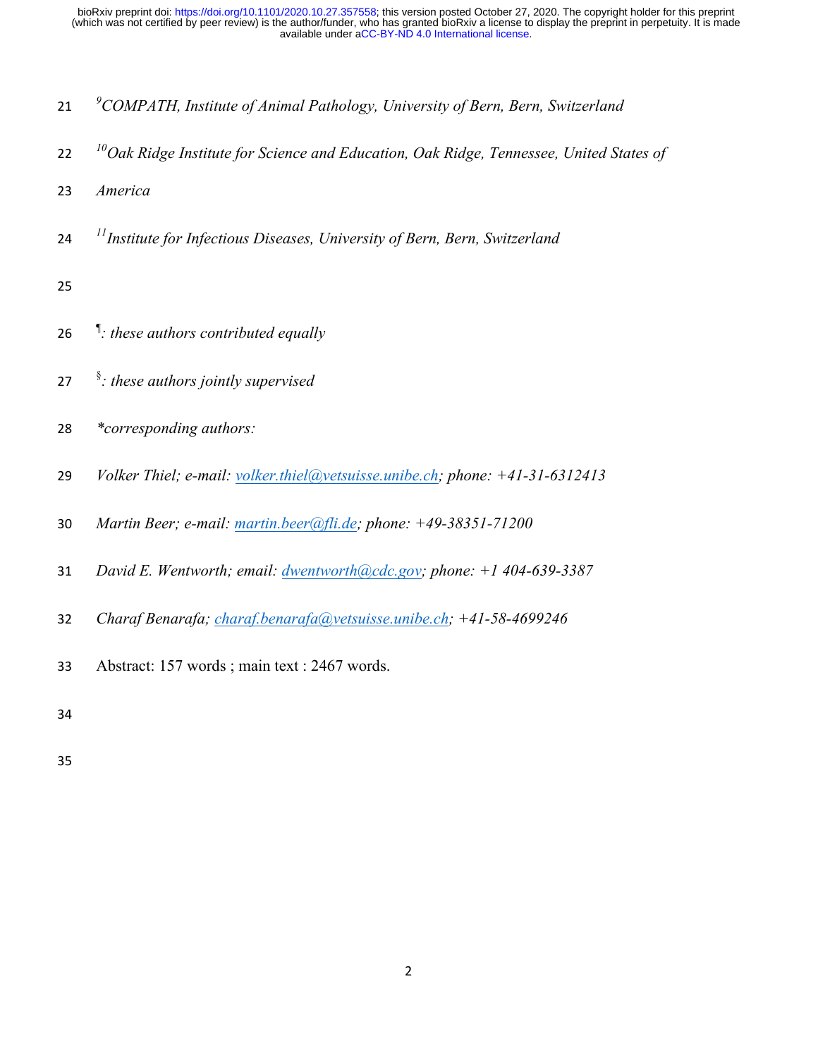[9]*COMPATH, Institute of Animal Pathology, University of Bern, Bern, Switzerland*

[10]*Oak Ridge Institute for Science and Education, Oak Ridge, Tennessee, United States of America*

[11]*Institute for Infectious Diseases, University of Bern, Bern, Switzerland*

[¶]*: these authors contributed equally*

[§]*: these authors jointly supervised*

**corresponding authors:*

*Volker Thiel; e-mail: volker.thiel@vetsuisse.unibe.ch; phone: +41-31-6312413*

*Martin Beer; e-mail: martin.beer@fli.de; phone: +49-38351-71200*

*David E. Wentworth; email: dwentworth@cdc.gov; phone: +1 404-639-3387*

*Charaf Benarafa; charaf.benarafa@vetsuisse.unibe.ch; +41-58-4699246*

Abstract: 157 words ; main text : 2467 words.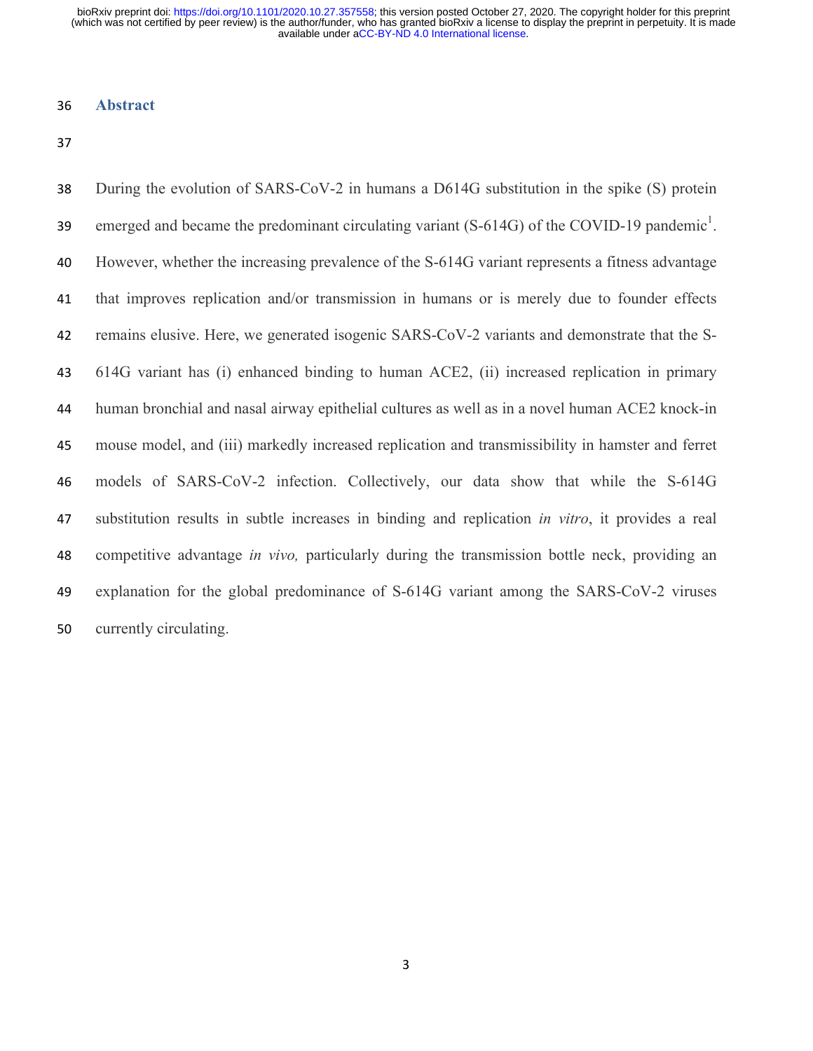## Abstract

During the evolution of SARS-CoV-2 in humans a D614G substitution in the spike (S) protein emerged and became the predominant circulating variant (S-614G) of the COVID-19 pandemic[1]. However, whether the increasing prevalence of the S-614G variant represents a fitness advantage that improves replication and/or transmission in humans or is merely due to founder effects remains elusive. Here, we generated isogenic SARS-CoV-2 variants and demonstrate that the S-614G variant has (i) enhanced binding to human ACE2, (ii) increased replication in primary human bronchial and nasal airway epithelial cultures as well as in a novel human ACE2 knock-in mouse model, and (iii) markedly increased replication and transmissibility in hamster and ferret models of SARS-CoV-2 infection. Collectively, our data show that while the S-614G substitution results in subtle increases in binding and replication *in vitro*, it provides a real competitive advantage *in vivo,* particularly during the transmission bottle neck, providing an explanation for the global predominance of S-614G variant among the SARS-CoV-2 viruses currently circulating.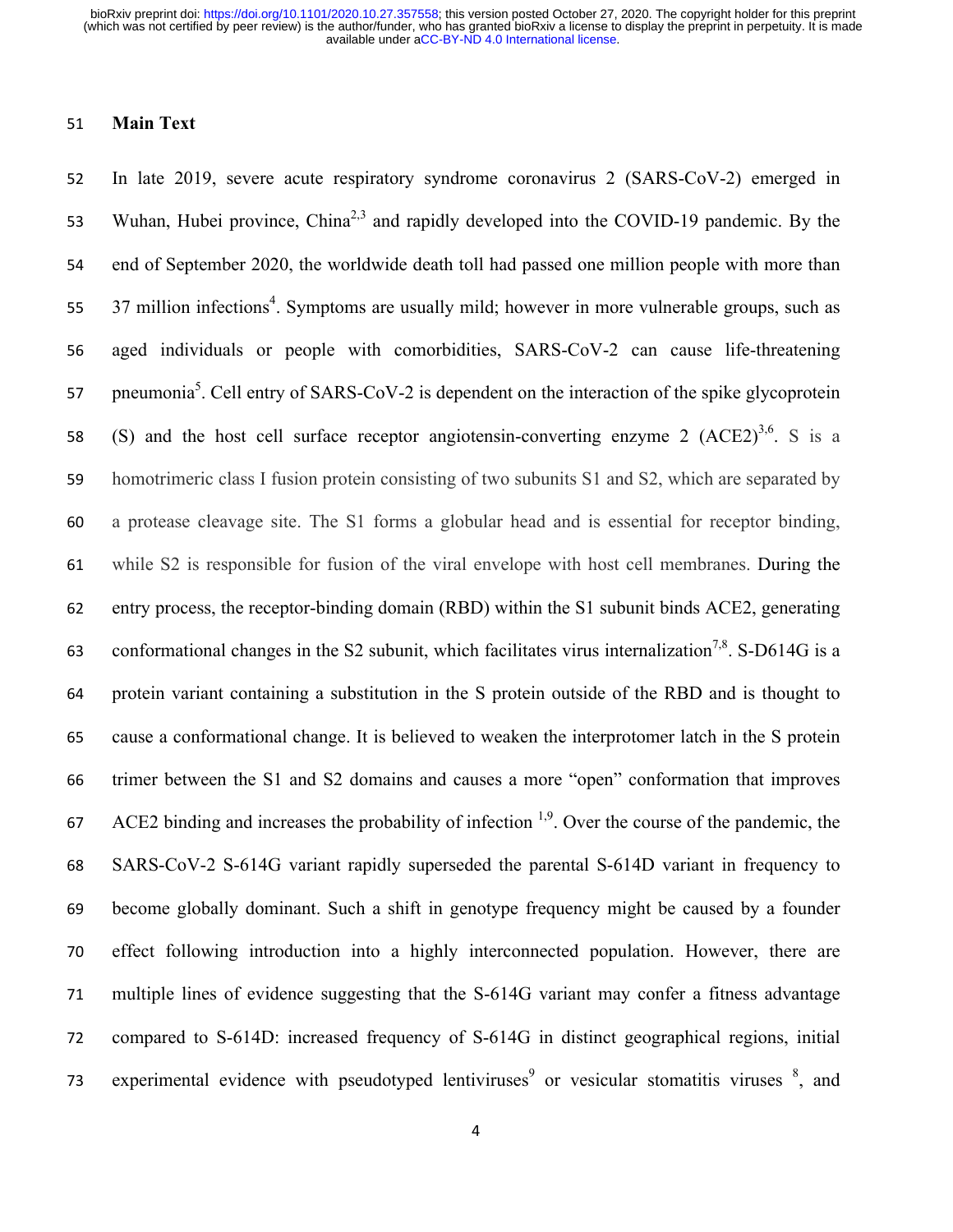## Main Text

In late 2019, severe acute respiratory syndrome coronavirus 2 (SARS-CoV-2) emerged in Wuhan, Hubei province, China[2,3] and rapidly developed into the COVID-19 pandemic. By the end of September 2020, the worldwide death toll had passed one million people with more than 37 million infections[4]. Symptoms are usually mild; however in more vulnerable groups, such as aged individuals or people with comorbidities, SARS-CoV-2 can cause life-threatening pneumonia[5]. Cell entry of SARS-CoV-2 is dependent on the interaction of the spike glycoprotein (S) and the host cell surface receptor angiotensin-converting enzyme 2 (ACE2)[3,6]. S is a homotrimeric class I fusion protein consisting of two subunits S1 and S2, which are separated by a protease cleavage site. The S1 forms a globular head and is essential for receptor binding, while S2 is responsible for fusion of the viral envelope with host cell membranes. During the entry process, the receptor-binding domain (RBD) within the S1 subunit binds ACE2, generating conformational changes in the S2 subunit, which facilitates virus internalization[7,8]. S-D614G is a protein variant containing a substitution in the S protein outside of the RBD and is thought to cause a conformational change. It is believed to weaken the interprotomer latch in the S protein trimer between the S1 and S2 domains and causes a more "open" conformation that improves ACE2 binding and increases the probability of infection [1,9]. Over the course of the pandemic, the SARS-CoV-2 S-614G variant rapidly superseded the parental S-614D variant in frequency to become globally dominant. Such a shift in genotype frequency might be caused by a founder effect following introduction into a highly interconnected population. However, there are multiple lines of evidence suggesting that the S-614G variant may confer a fitness advantage compared to S-614D: increased frequency of S-614G in distinct geographical regions, initial experimental evidence with pseudotyped lentiviruses[9] or vesicular stomatitis viruses [8], and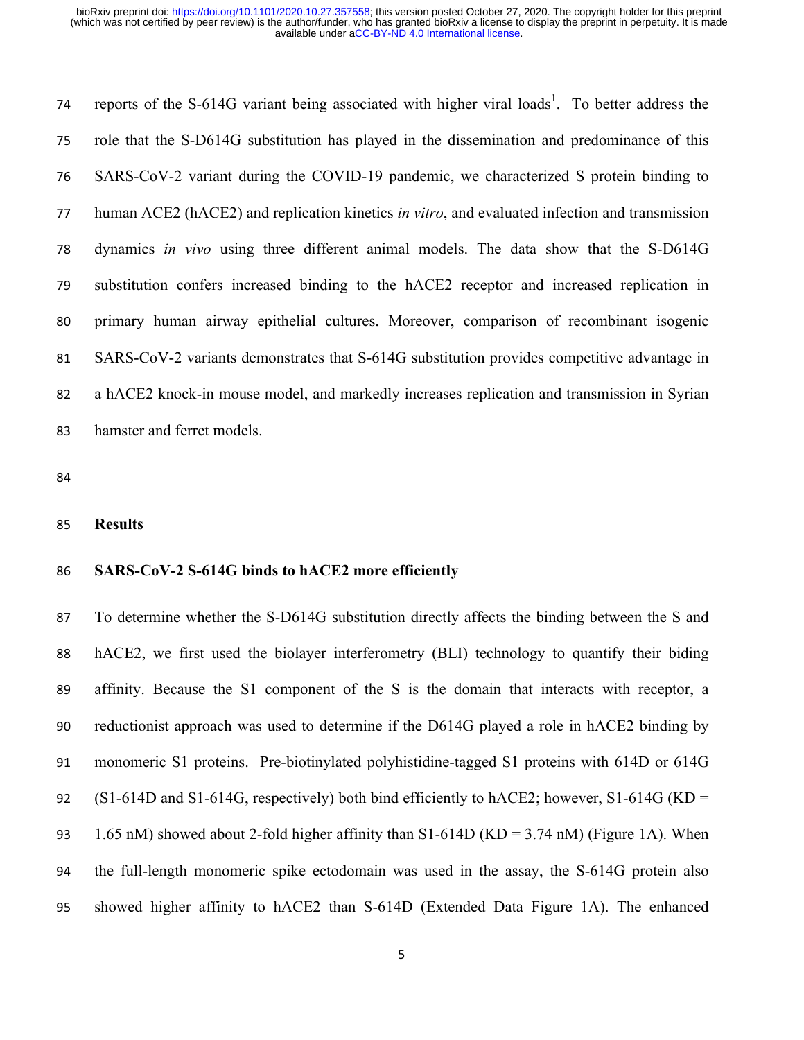reports of the S-614G variant being associated with higher viral loads[1]. To better address the role that the S-D614G substitution has played in the dissemination and predominance of this SARS-CoV-2 variant during the COVID-19 pandemic, we characterized S protein binding to human ACE2 (hACE2) and replication kinetics *in vitro*, and evaluated infection and transmission dynamics *in vivo* using three different animal models. The data show that the S-D614G substitution confers increased binding to the hACE2 receptor and increased replication in primary human airway epithelial cultures. Moreover, comparison of recombinant isogenic SARS-CoV-2 variants demonstrates that S-614G substitution provides competitive advantage in a hACE2 knock-in mouse model, and markedly increases replication and transmission in Syrian hamster and ferret models.

## Results

### SARS-CoV-2 S-614G binds to hACE2 more efficiently

To determine whether the S-D614G substitution directly affects the binding between the S and hACE2, we first used the biolayer interferometry (BLI) technology to quantify their biding affinity. Because the S1 component of the S is the domain that interacts with receptor, a reductionist approach was used to determine if the D614G played a role in hACE2 binding by monomeric S1 proteins. Pre-biotinylated polyhistidine-tagged S1 proteins with 614D or 614G (S1-614D and S1-614G, respectively) both bind efficiently to hACE2; however, S1-614G (KD = 1.65 nM) showed about 2-fold higher affinity than S1-614D (KD = 3.74 nM) (Figure 1A). When the full-length monomeric spike ectodomain was used in the assay, the S-614G protein also showed higher affinity to hACE2 than S-614D (Extended Data Figure 1A). The enhanced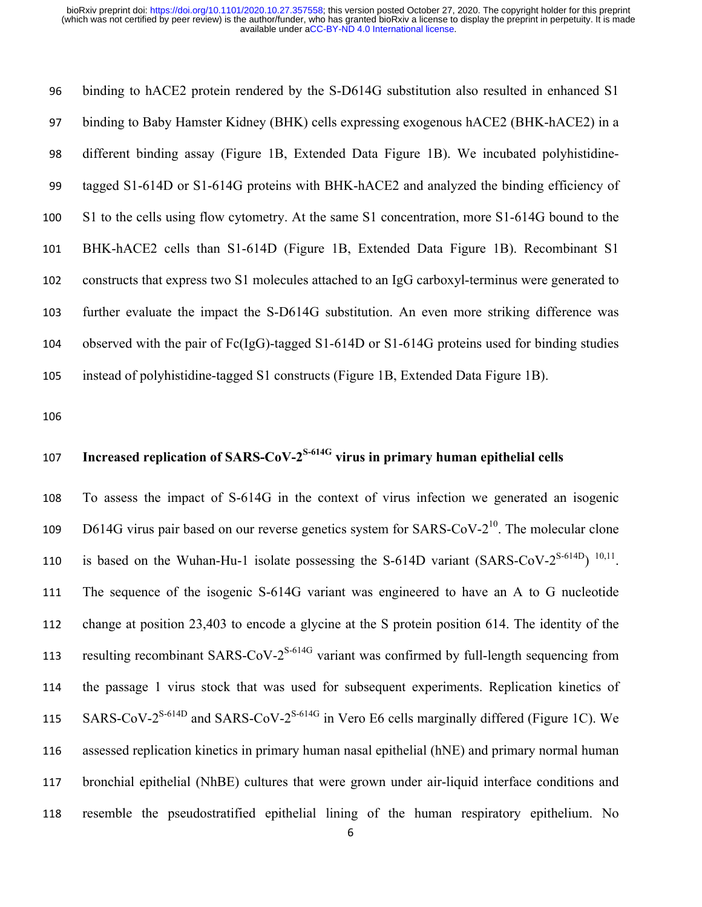binding to hACE2 protein rendered by the S-D614G substitution also resulted in enhanced S1 binding to Baby Hamster Kidney (BHK) cells expressing exogenous hACE2 (BHK-hACE2) in a different binding assay (Figure 1B, Extended Data Figure 1B). We incubated polyhistidine-tagged S1-614D or S1-614G proteins with BHK-hACE2 and analyzed the binding efficiency of S1 to the cells using flow cytometry. At the same S1 concentration, more S1-614G bound to the BHK-hACE2 cells than S1-614D (Figure 1B, Extended Data Figure 1B). Recombinant S1 constructs that express two S1 molecules attached to an IgG carboxyl-terminus were generated to further evaluate the impact the S-D614G substitution. An even more striking difference was observed with the pair of Fc(IgG)-tagged S1-614D or S1-614G proteins used for binding studies instead of polyhistidine-tagged S1 constructs (Figure 1B, Extended Data Figure 1B).

## Increased replication of SARS-CoV-2$^{S\text{-}614G}$ virus in primary human epithelial cells

To assess the impact of S-614G in the context of virus infection we generated an isogenic D614G virus pair based on our reverse genetics system for SARS-CoV-2[10]. The molecular clone is based on the Wuhan-Hu-1 isolate possessing the S-614D variant (SARS-CoV-2$^{S\text{-}614D}$) [10,11]. The sequence of the isogenic S-614G variant was engineered to have an A to G nucleotide change at position 23,403 to encode a glycine at the S protein position 614. The identity of the resulting recombinant SARS-CoV-2$^{S\text{-}614G}$ variant was confirmed by full-length sequencing from the passage 1 virus stock that was used for subsequent experiments. Replication kinetics of SARS-CoV-2$^{S\text{-}614D}$ and SARS-CoV-2$^{S\text{-}614G}$ in Vero E6 cells marginally differed (Figure 1C). We assessed replication kinetics in primary human nasal epithelial (hNE) and primary normal human bronchial epithelial (NhBE) cultures that were grown under air-liquid interface conditions and resemble the pseudostratified epithelial lining of the human respiratory epithelium. No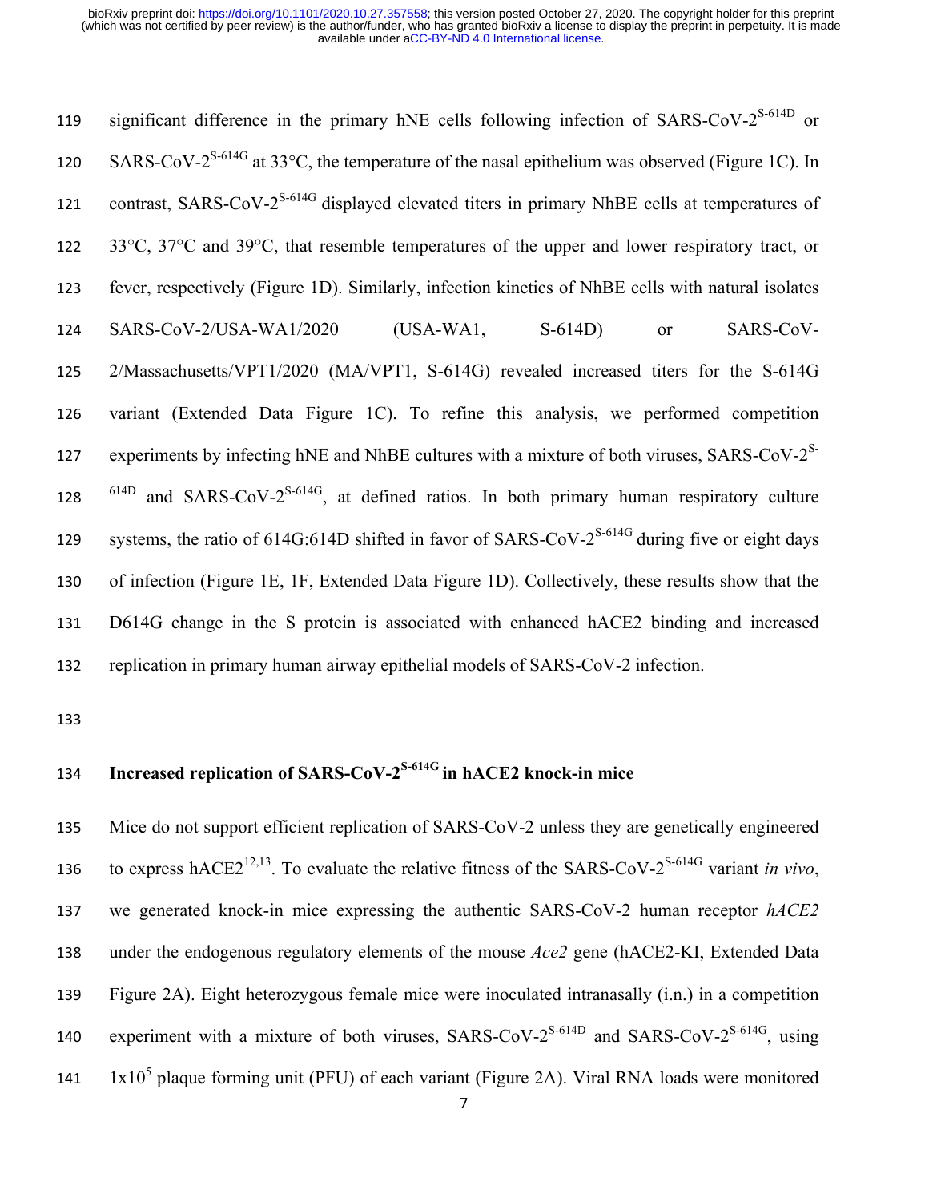significant difference in the primary hNE cells following infection of SARS-CoV-2$^{S\text{-}614D}$ or SARS-CoV-2$^{S\text{-}614G}$ at 33°C, the temperature of the nasal epithelium was observed (Figure 1C). In contrast, SARS-CoV-2$^{S\text{-}614G}$ displayed elevated titers in primary NhBE cells at temperatures of 33°C, 37°C and 39°C, that resemble temperatures of the upper and lower respiratory tract, or fever, respectively (Figure 1D). Similarly, infection kinetics of NhBE cells with natural isolates SARS-CoV-2/USA-WA1/2020 (USA-WA1, S-614D) or SARS-CoV-2/Massachusetts/VPT1/2020 (MA/VPT1, S-614G) revealed increased titers for the S-614G variant (Extended Data Figure 1C). To refine this analysis, we performed competition experiments by infecting hNE and NhBE cultures with a mixture of both viruses, SARS-CoV-2$^{S\text{-}614D}$ and SARS-CoV-2$^{S\text{-}614G}$, at defined ratios. In both primary human respiratory culture systems, the ratio of 614G:614D shifted in favor of SARS-CoV-2$^{S\text{-}614G}$ during five or eight days of infection (Figure 1E, 1F, Extended Data Figure 1D). Collectively, these results show that the D614G change in the S protein is associated with enhanced hACE2 binding and increased replication in primary human airway epithelial models of SARS-CoV-2 infection.

## Increased replication of SARS-CoV-2$^{S\text{-}614G}$ in hACE2 knock-in mice

Mice do not support efficient replication of SARS-CoV-2 unless they are genetically engineered to express hACE2[12,13]. To evaluate the relative fitness of the SARS-CoV-2$^{S\text{-}614G}$ variant *in vivo*, we generated knock-in mice expressing the authentic SARS-CoV-2 human receptor *hACE2* under the endogenous regulatory elements of the mouse *Ace2* gene (hACE2-KI, Extended Data Figure 2A). Eight heterozygous female mice were inoculated intranasally (i.n.) in a competition experiment with a mixture of both viruses, SARS-CoV-2$^{S\text{-}614D}$ and SARS-CoV-2$^{S\text{-}614G}$, using $1 \times 10^5$ plaque forming unit (PFU) of each variant (Figure 2A). Viral RNA loads were monitored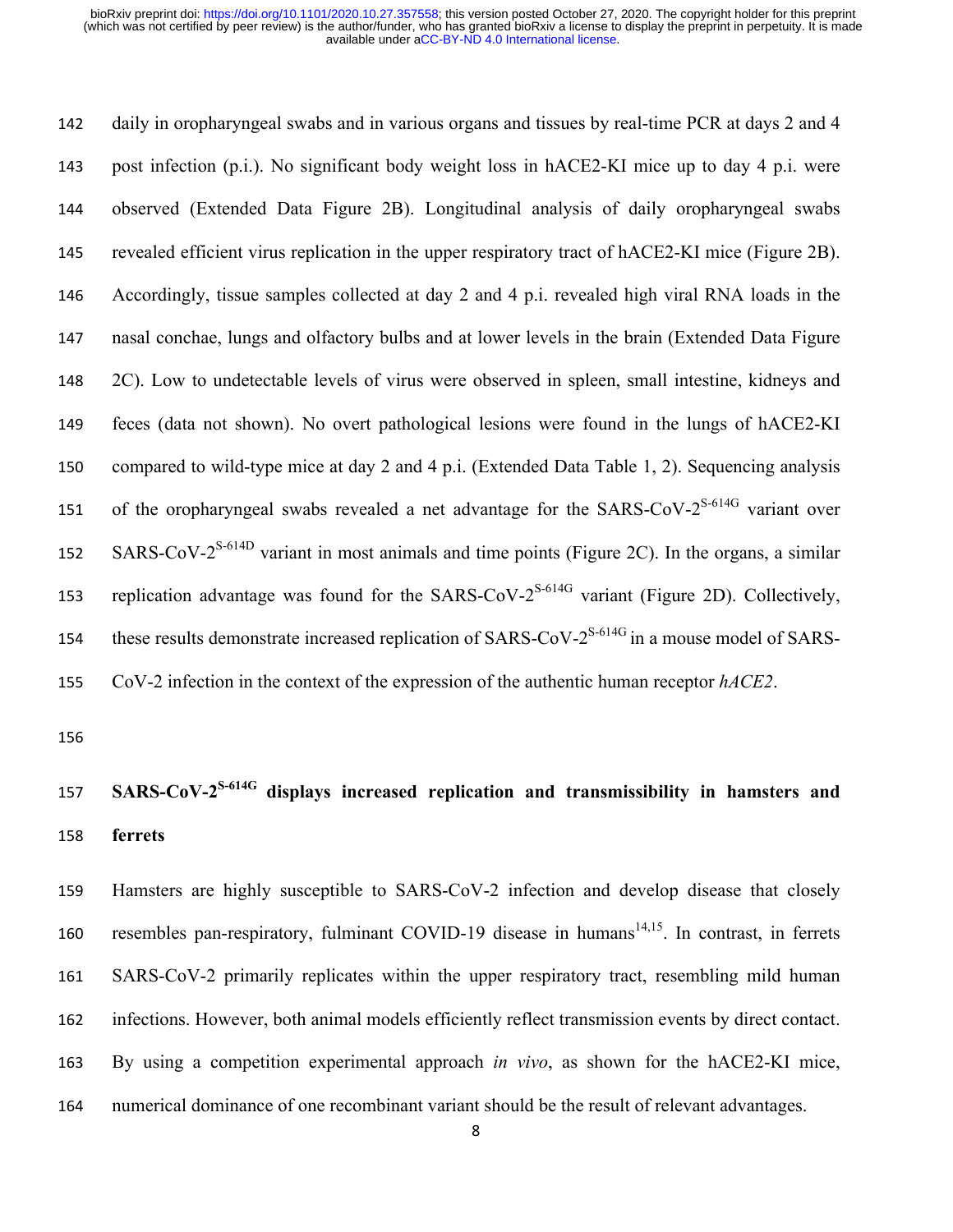daily in oropharyngeal swabs and in various organs and tissues by real-time PCR at days 2 and 4 post infection (p.i.). No significant body weight loss in hACE2-KI mice up to day 4 p.i. were observed (Extended Data Figure 2B). Longitudinal analysis of daily oropharyngeal swabs revealed efficient virus replication in the upper respiratory tract of hACE2-KI mice (Figure 2B). Accordingly, tissue samples collected at day 2 and 4 p.i. revealed high viral RNA loads in the nasal conchae, lungs and olfactory bulbs and at lower levels in the brain (Extended Data Figure 2C). Low to undetectable levels of virus were observed in spleen, small intestine, kidneys and feces (data not shown). No overt pathological lesions were found in the lungs of hACE2-KI compared to wild-type mice at day 2 and 4 p.i. (Extended Data Table 1, 2). Sequencing analysis of the oropharyngeal swabs revealed a net advantage for the SARS-CoV-2$^{S\text{-}614G}$ variant over SARS-CoV-2$^{S\text{-}614D}$ variant in most animals and time points (Figure 2C). In the organs, a similar replication advantage was found for the SARS-CoV-2$^{S\text{-}614G}$ variant (Figure 2D). Collectively, these results demonstrate increased replication of SARS-CoV-2$^{S\text{-}614G}$ in a mouse model of SARS-CoV-2 infection in the context of the expression of the authentic human receptor *hACE2*.

## SARS-CoV-2$^{S\text{-}614G}$ displays increased replication and transmissibility in hamsters and ferrets

Hamsters are highly susceptible to SARS-CoV-2 infection and develop disease that closely resembles pan-respiratory, fulminant COVID-19 disease in humans[14,15]. In contrast, in ferrets SARS-CoV-2 primarily replicates within the upper respiratory tract, resembling mild human infections. However, both animal models efficiently reflect transmission events by direct contact. By using a competition experimental approach *in vivo*, as shown for the hACE2-KI mice, numerical dominance of one recombinant variant should be the result of relevant advantages.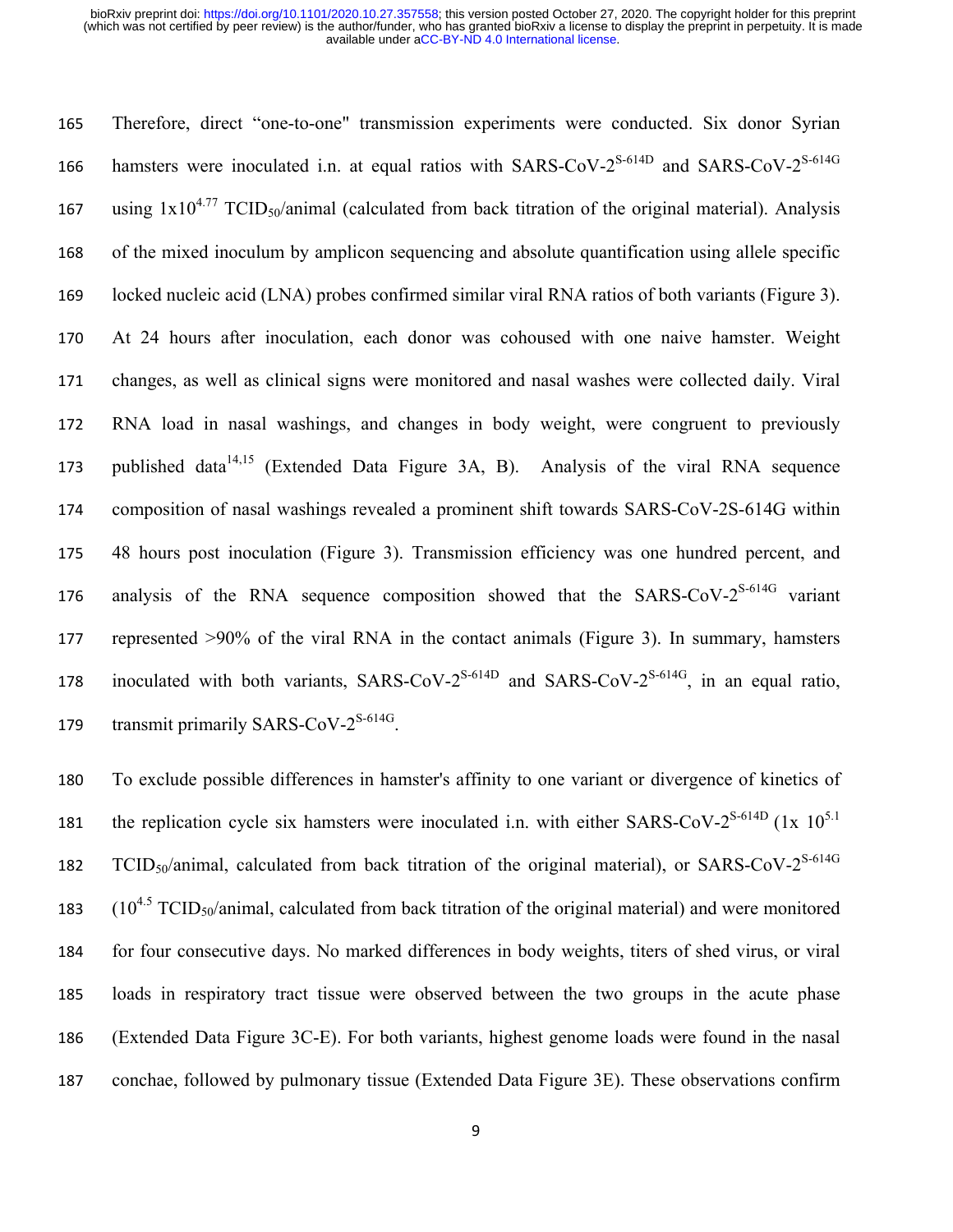Therefore, direct "one-to-one" transmission experiments were conducted. Six donor Syrian hamsters were inoculated i.n. at equal ratios with SARS-CoV-$2^{S\text{-}614D}$ and SARS-CoV-$2^{S\text{-}614G}$ using $1x10^{4.77}$ $TCID_{50}$/animal (calculated from back titration of the original material). Analysis of the mixed inoculum by amplicon sequencing and absolute quantification using allele specific locked nucleic acid (LNA) probes confirmed similar viral RNA ratios of both variants (Figure 3). At 24 hours after inoculation, each donor was cohoused with one naive hamster. Weight changes, as well as clinical signs were monitored and nasal washes were collected daily. Viral RNA load in nasal washings, and changes in body weight, were congruent to previously published data[14,15] (Extended Data Figure 3A, B). Analysis of the viral RNA sequence composition of nasal washings revealed a prominent shift towards SARS-CoV-2S-614G within 48 hours post inoculation (Figure 3). Transmission efficiency was one hundred percent, and analysis of the RNA sequence composition showed that the SARS-CoV-$2^{S\text{-}614G}$ variant represented >90% of the viral RNA in the contact animals (Figure 3). In summary, hamsters inoculated with both variants, SARS-CoV-$2^{S\text{-}614D}$ and SARS-CoV-$2^{S\text{-}614G}$, in an equal ratio, transmit primarily SARS-CoV-$2^{S\text{-}614G}$.

To exclude possible differences in hamster's affinity to one variant or divergence of kinetics of the replication cycle six hamsters were inoculated i.n. with either SARS-CoV-$2^{S\text{-}614D}$ (1x $10^{5.1}$ $TCID_{50}$/animal, calculated from back titration of the original material), or SARS-CoV-$2^{S\text{-}614G}$ ($10^{4.5}$ $TCID_{50}$/animal, calculated from back titration of the original material) and were monitored for four consecutive days. No marked differences in body weights, titers of shed virus, or viral loads in respiratory tract tissue were observed between the two groups in the acute phase (Extended Data Figure 3C-E). For both variants, highest genome loads were found in the nasal conchae, followed by pulmonary tissue (Extended Data Figure 3E). These observations confirm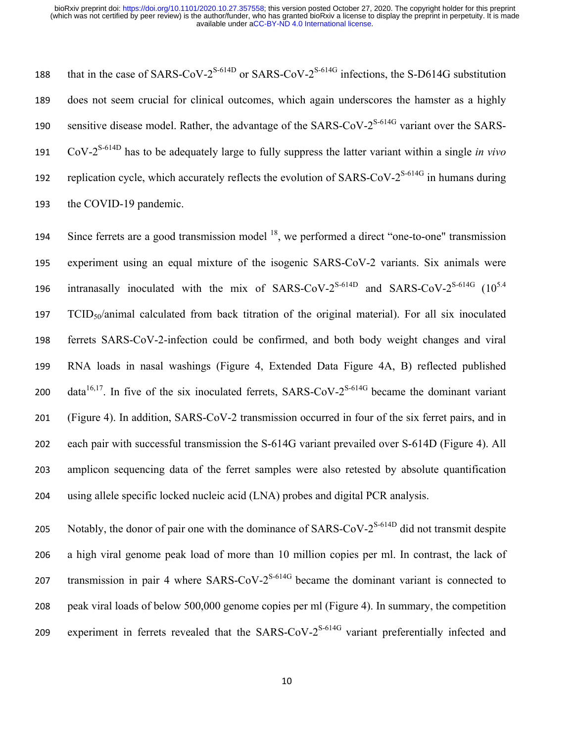that in the case of SARS-CoV-2$^{S-614D}$ or SARS-CoV-2$^{S-614G}$ infections, the S-D614G substitution does not seem crucial for clinical outcomes, which again underscores the hamster as a highly sensitive disease model. Rather, the advantage of the SARS-CoV-2$^{S-614G}$ variant over the SARS-CoV-2$^{S-614D}$ has to be adequately large to fully suppress the latter variant within a single *in vivo* replication cycle, which accurately reflects the evolution of SARS-CoV-2$^{S-614G}$ in humans during the COVID-19 pandemic.

Since ferrets are a good transmission model [18], we performed a direct "one-to-one" transmission experiment using an equal mixture of the isogenic SARS-CoV-2 variants. Six animals were intranasally inoculated with the mix of SARS-CoV-2$^{S-614D}$ and SARS-CoV-2$^{S-614G}$ ($10^{5.4}$ $TCID_{50}$/animal calculated from back titration of the original material). For all six inoculated ferrets SARS-CoV-2-infection could be confirmed, and both body weight changes and viral RNA loads in nasal washings (Figure 4, Extended Data Figure 4A, B) reflected published data[16,17]. In five of the six inoculated ferrets, SARS-CoV-2$^{S-614G}$ became the dominant variant (Figure 4). In addition, SARS-CoV-2 transmission occurred in four of the six ferret pairs, and in each pair with successful transmission the S-614G variant prevailed over S-614D (Figure 4). All amplicon sequencing data of the ferret samples were also retested by absolute quantification using allele specific locked nucleic acid (LNA) probes and digital PCR analysis.

Notably, the donor of pair one with the dominance of SARS-CoV-2$^{S-614D}$ did not transmit despite a high viral genome peak load of more than 10 million copies per ml. In contrast, the lack of transmission in pair 4 where SARS-CoV-2$^{S-614G}$ became the dominant variant is connected to peak viral loads of below 500,000 genome copies per ml (Figure 4). In summary, the competition experiment in ferrets revealed that the SARS-CoV-2$^{S-614G}$ variant preferentially infected and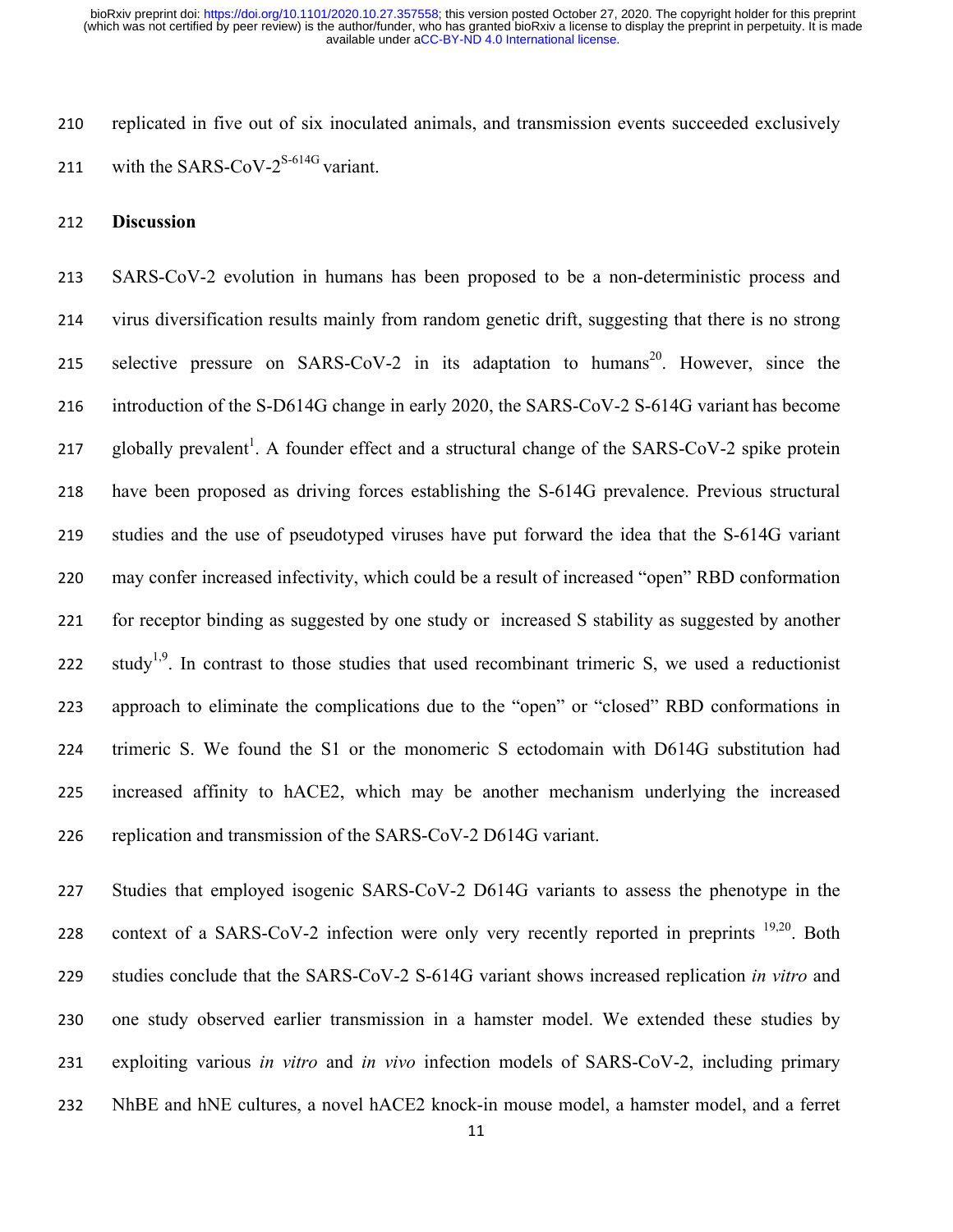replicated in five out of six inoculated animals, and transmission events succeeded exclusively with the SARS-CoV-2$^{S\text{-}614G}$ variant.

## Discussion

SARS-CoV-2 evolution in humans has been proposed to be a non-deterministic process and virus diversification results mainly from random genetic drift, suggesting that there is no strong selective pressure on SARS-CoV-2 in its adaptation to humans[20]. However, since the introduction of the S-D614G change in early 2020, the SARS-CoV-2 S-614G variant has become globally prevalent[1]. A founder effect and a structural change of the SARS-CoV-2 spike protein have been proposed as driving forces establishing the S-614G prevalence. Previous structural studies and the use of pseudotyped viruses have put forward the idea that the S-614G variant may confer increased infectivity, which could be a result of increased "open" RBD conformation for receptor binding as suggested by one study or increased S stability as suggested by another study[1,9]. In contrast to those studies that used recombinant trimeric S, we used a reductionist approach to eliminate the complications due to the "open" or "closed" RBD conformations in trimeric S. We found the S1 or the monomeric S ectodomain with D614G substitution had increased affinity to hACE2, which may be another mechanism underlying the increased replication and transmission of the SARS-CoV-2 D614G variant.

Studies that employed isogenic SARS-CoV-2 D614G variants to assess the phenotype in the context of a SARS-CoV-2 infection were only very recently reported in preprints [19,20]. Both studies conclude that the SARS-CoV-2 S-614G variant shows increased replication *in vitro* and one study observed earlier transmission in a hamster model. We extended these studies by exploiting various *in vitro* and *in vivo* infection models of SARS-CoV-2, including primary NhBE and hNE cultures, a novel hACE2 knock-in mouse model, a hamster model, and a ferret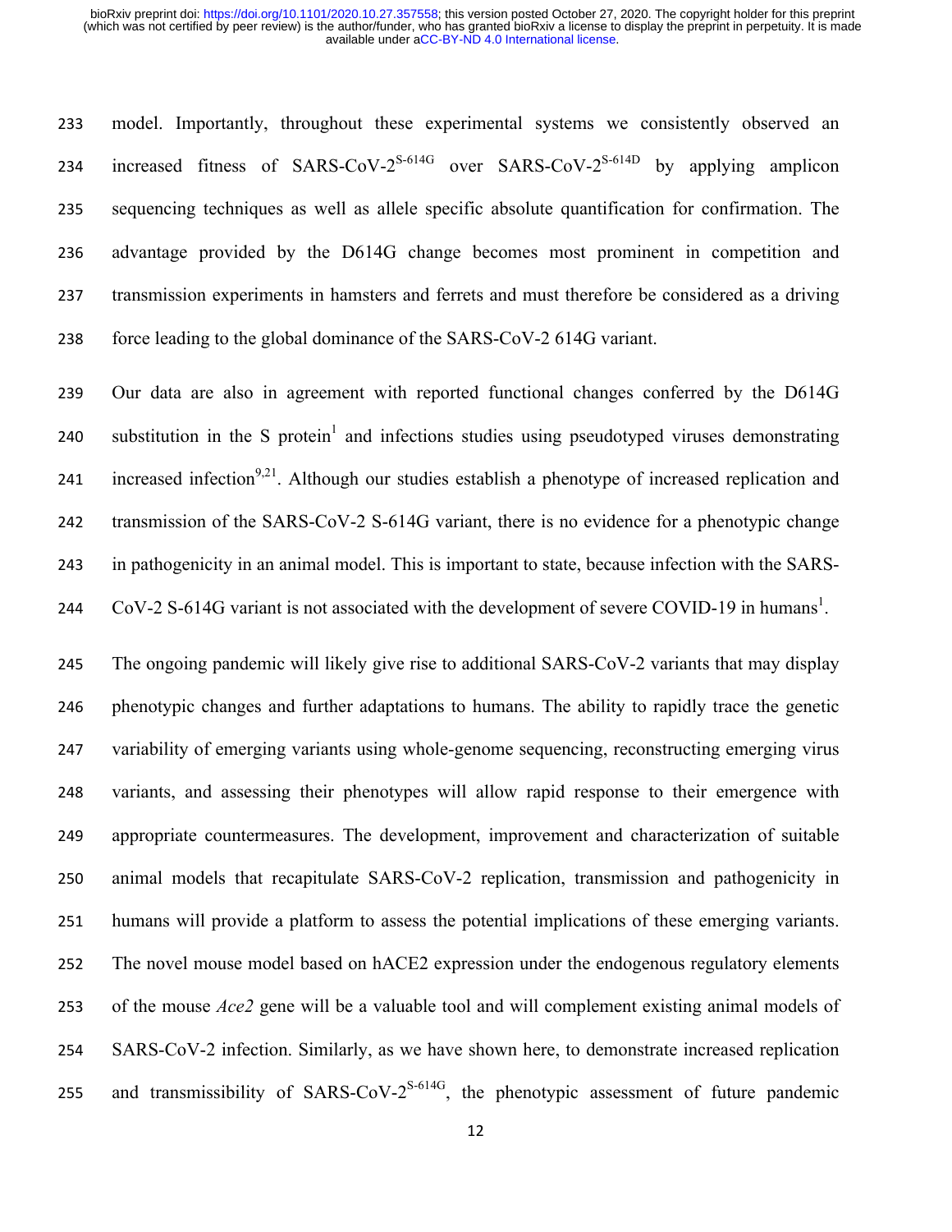model. Importantly, throughout these experimental systems we consistently observed an increased fitness of SARS-CoV-2$^{S\text{-}614G}$ over SARS-CoV-2$^{S\text{-}614D}$ by applying amplicon sequencing techniques as well as allele specific absolute quantification for confirmation. The advantage provided by the D614G change becomes most prominent in competition and transmission experiments in hamsters and ferrets and must therefore be considered as a driving force leading to the global dominance of the SARS-CoV-2 614G variant.

Our data are also in agreement with reported functional changes conferred by the D614G substitution in the S protein[1] and infections studies using pseudotyped viruses demonstrating increased infection[9,21]. Although our studies establish a phenotype of increased replication and transmission of the SARS-CoV-2 S-614G variant, there is no evidence for a phenotypic change in pathogenicity in an animal model. This is important to state, because infection with the SARS-CoV-2 S-614G variant is not associated with the development of severe COVID-19 in humans[1].

The ongoing pandemic will likely give rise to additional SARS-CoV-2 variants that may display phenotypic changes and further adaptations to humans. The ability to rapidly trace the genetic variability of emerging variants using whole-genome sequencing, reconstructing emerging virus variants, and assessing their phenotypes will allow rapid response to their emergence with appropriate countermeasures. The development, improvement and characterization of suitable animal models that recapitulate SARS-CoV-2 replication, transmission and pathogenicity in humans will provide a platform to assess the potential implications of these emerging variants. The novel mouse model based on hACE2 expression under the endogenous regulatory elements of the mouse *Ace2* gene will be a valuable tool and will complement existing animal models of SARS-CoV-2 infection. Similarly, as we have shown here, to demonstrate increased replication and transmissibility of SARS-CoV-2$^{S\text{-}614G}$, the phenotypic assessment of future pandemic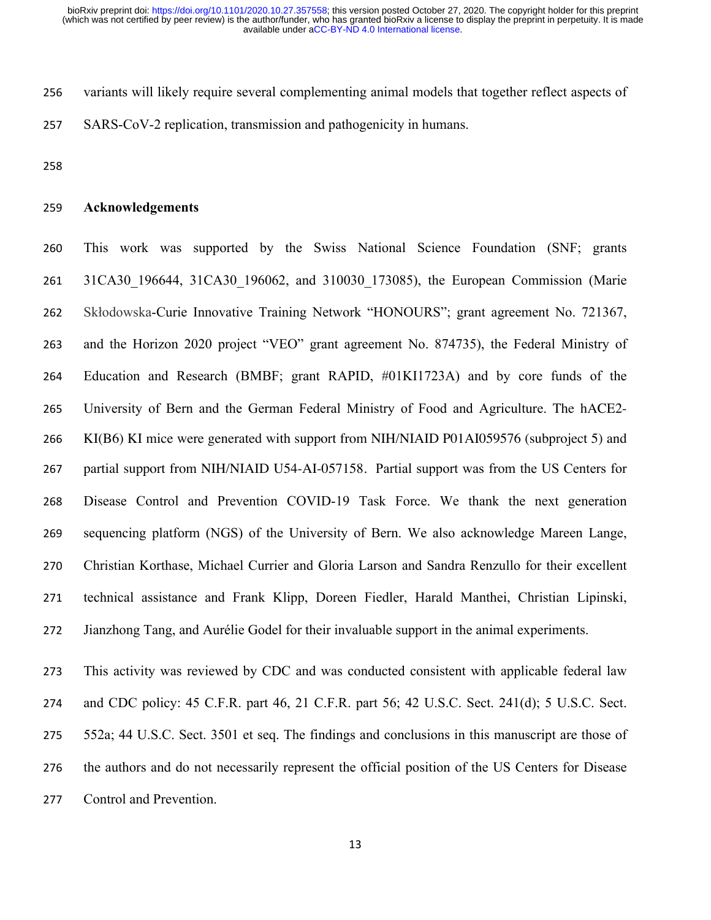variants will likely require several complementing animal models that together reflect aspects of SARS-CoV-2 replication, transmission and pathogenicity in humans.

## Acknowledgements

This work was supported by the Swiss National Science Foundation (SNF; grants 31CA30_196644, 31CA30_196062, and 310030_173085), the European Commission (Marie Skłodowska-Curie Innovative Training Network "HONOURS"; grant agreement No. 721367, and the Horizon 2020 project "VEO" grant agreement No. 874735), the Federal Ministry of Education and Research (BMBF; grant RAPID, #01KI1723A) and by core funds of the University of Bern and the German Federal Ministry of Food and Agriculture. The hACE2-KI(B6) KI mice were generated with support from NIH/NIAID P01AI059576 (subproject 5) and partial support from NIH/NIAID U54-AI-057158. Partial support was from the US Centers for Disease Control and Prevention COVID-19 Task Force. We thank the next generation sequencing platform (NGS) of the University of Bern. We also acknowledge Mareen Lange, Christian Korthase, Michael Currier and Gloria Larson and Sandra Renzullo for their excellent technical assistance and Frank Klipp, Doreen Fiedler, Harald Manthei, Christian Lipinski, Jianzhong Tang, and Aurélie Godel for their invaluable support in the animal experiments.

This activity was reviewed by CDC and was conducted consistent with applicable federal law and CDC policy: 45 C.F.R. part 46, 21 C.F.R. part 56; 42 U.S.C. Sect. 241(d); 5 U.S.C. Sect. 552a; 44 U.S.C. Sect. 3501 et seq. The findings and conclusions in this manuscript are those of the authors and do not necessarily represent the official position of the US Centers for Disease Control and Prevention.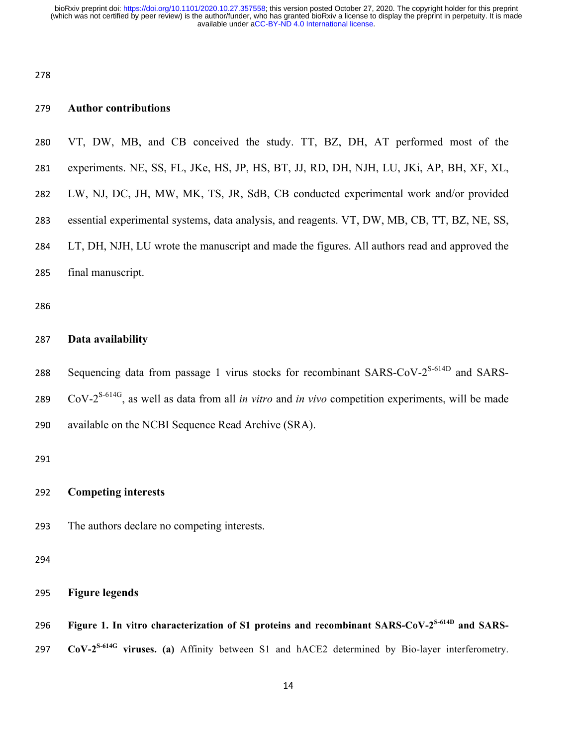## Author contributions

VT, DW, MB, and CB conceived the study. TT, BZ, DH, AT performed most of the experiments. NE, SS, FL, JKe, HS, JP, HS, BT, JJ, RD, DH, NJH, LU, JKi, AP, BH, XF, XL, LW, NJ, DC, JH, MW, MK, TS, JR, SdB, CB conducted experimental work and/or provided essential experimental systems, data analysis, and reagents. VT, DW, MB, CB, TT, BZ, NE, SS, LT, DH, NJH, LU wrote the manuscript and made the figures. All authors read and approved the final manuscript.

## Data availability

Sequencing data from passage 1 virus stocks for recombinant SARS-CoV-2$^{S\text{-}614D}$ and SARS-CoV-2$^{S\text{-}614G}$, as well as data from all *in vitro* and *in vivo* competition experiments, will be made available on the NCBI Sequence Read Archive (SRA).

## Competing interests

The authors declare no competing interests.

## Figure legends

**Figure 1. In vitro characterization of S1 proteins and recombinant SARS-CoV-2$^{S\text{-}614D}$ and SARS-CoV-2$^{S\text{-}614G}$ viruses. (a)** Affinity between S1 and hACE2 determined by Bio-layer interferometry.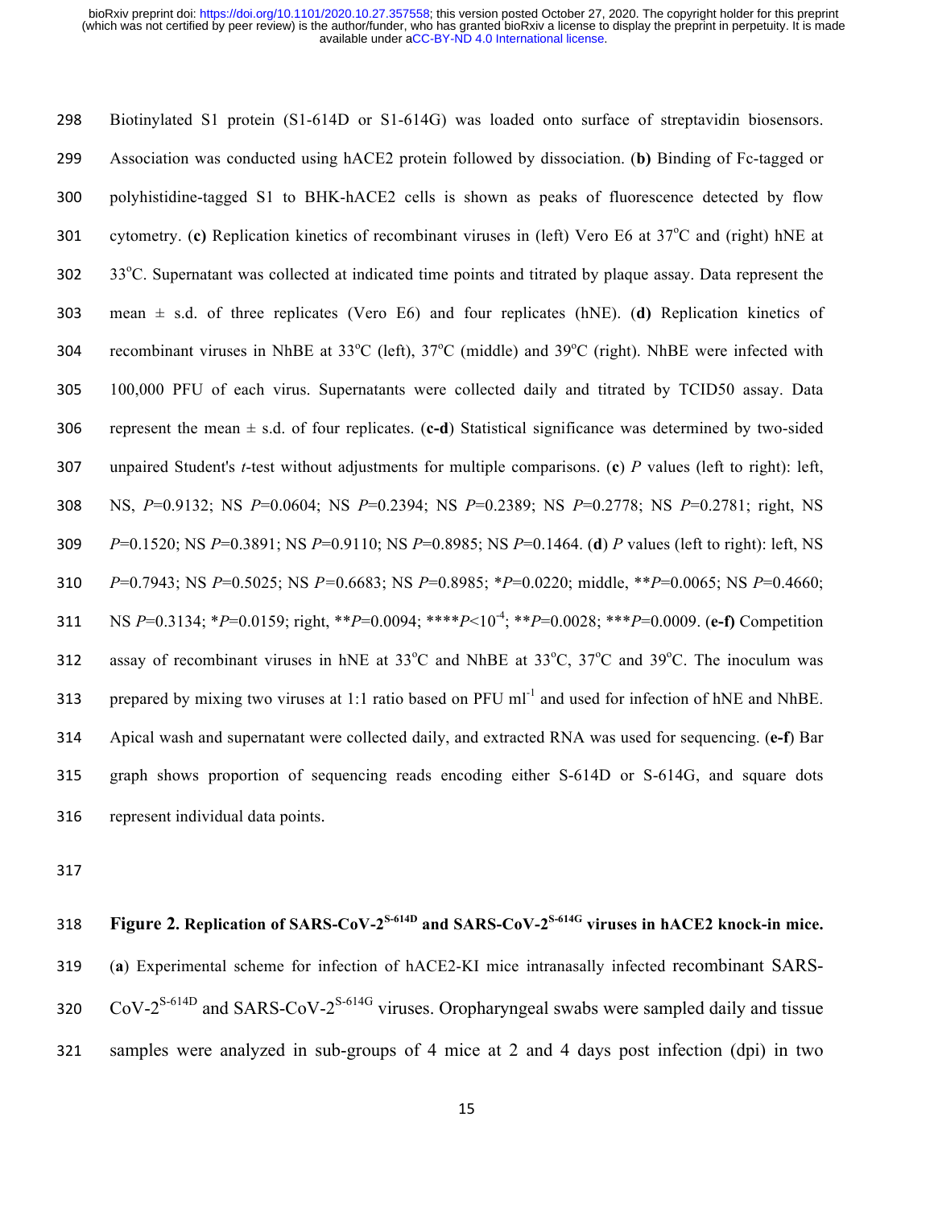Biotinylated S1 protein (S1-614D or S1-614G) was loaded onto surface of streptavidin biosensors. Association was conducted using hACE2 protein followed by dissociation. (**b)** Binding of Fc-tagged or polyhistidine-tagged S1 to BHK-hACE2 cells is shown as peaks of fluorescence detected by flow cytometry. (**c)** Replication kinetics of recombinant viruses in (left) Vero E6 at 37°C and (right) hNE at 33°C. Supernatant was collected at indicated time points and titrated by plaque assay. Data represent the mean ± s.d. of three replicates (Vero E6) and four replicates (hNE). (**d**) Replication kinetics of recombinant viruses in NhBE at 33°C (left), 37°C (middle) and 39°C (right). NhBE were infected with 100,000 PFU of each virus. Supernatants were collected daily and titrated by TCID50 assay. Data represent the mean ± s.d. of four replicates. (**c-d**) Statistical significance was determined by two-sided unpaired Student's *t*-test without adjustments for multiple comparisons. (**c**) *P* values (left to right): left, NS, $P$=0.9132; NS $P$=0.0604; NS $P$=0.2394; NS $P$=0.2389; NS $P$=0.2778; NS $P$=0.2781; right, NS $P$=0.1520; NS $P$=0.3891; NS $P$=0.9110; NS $P$=0.8985; NS $P$=0.1464. (**d**) *P* values (left to right): left, NS $P$=0.7943; NS $P$=0.5025; NS $P$=0.6683; NS $P$=0.8985; *$P$=0.0220; middle, **$P$=0.0065; NS $P$=0.4660; NS $P$=0.3134; *$P$=0.0159; right, **$P$=0.0094; ****$P<10^{-4}$; **$P$=0.0028; ***$P$=0.0009. (**e-f)** Competition assay of recombinant viruses in hNE at 33°C and NhBE at 33°C, 37°C and 39°C. The inoculum was prepared by mixing two viruses at 1:1 ratio based on PFU $ml^{-1}$ and used for infection of hNE and NhBE. Apical wash and supernatant were collected daily, and extracted RNA was used for sequencing. (**e-f**) Bar graph shows proportion of sequencing reads encoding either S-614D or S-614G, and square dots represent individual data points.

**Figure 2. Replication of SARS-CoV-2$^{S\text{-}614D}$ and SARS-CoV-2$^{S\text{-}614G}$ viruses in hACE2 knock-in mice.** (**a**) Experimental scheme for infection of hACE2-KI mice intranasally infected recombinant SARS-CoV-2$^{S\text{-}614D}$ and SARS-CoV-2$^{S\text{-}614G}$ viruses. Oropharyngeal swabs were sampled daily and tissue samples were analyzed in sub-groups of 4 mice at 2 and 4 days post infection (dpi) in two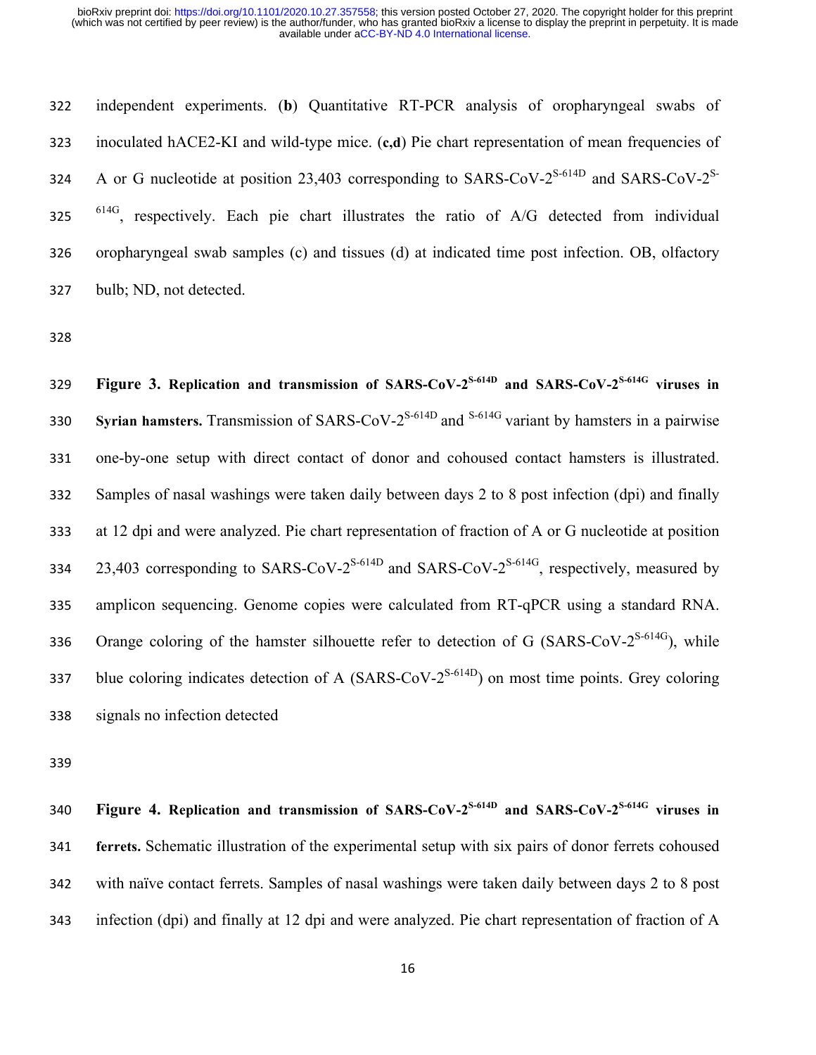independent experiments. (**b**) Quantitative RT-PCR analysis of oropharyngeal swabs of inoculated hACE2-KI and wild-type mice. (**c,d**) Pie chart representation of mean frequencies of A or G nucleotide at position 23,403 corresponding to SARS-CoV-2$^{S-614D}$ and SARS-CoV-2$^{S-614G}$, respectively. Each pie chart illustrates the ratio of A/G detected from individual oropharyngeal swab samples (c) and tissues (d) at indicated time post infection. OB, olfactory bulb; ND, not detected.

**Figure 3. Replication and transmission of SARS-CoV-2$^{S-614D}$ and SARS-CoV-2$^{S-614G}$ viruses in Syrian hamsters.** Transmission of SARS-CoV-2$^{S-614D}$ and $^{S-614G}$ variant by hamsters in a pairwise one-by-one setup with direct contact of donor and cohoused contact hamsters is illustrated. Samples of nasal washings were taken daily between days 2 to 8 post infection (dpi) and finally at 12 dpi and were analyzed. Pie chart representation of fraction of A or G nucleotide at position 23,403 corresponding to SARS-CoV-2$^{S-614D}$ and SARS-CoV-2$^{S-614G}$, respectively, measured by amplicon sequencing. Genome copies were calculated from RT-qPCR using a standard RNA. Orange coloring of the hamster silhouette refer to detection of G (SARS-CoV-2$^{S-614G}$), while blue coloring indicates detection of A (SARS-CoV-2$^{S-614D}$) on most time points. Grey coloring signals no infection detected

**Figure 4. Replication and transmission of SARS-CoV-2$^{S-614D}$ and SARS-CoV-2$^{S-614G}$ viruses in ferrets.** Schematic illustration of the experimental setup with six pairs of donor ferrets cohoused with naïve contact ferrets. Samples of nasal washings were taken daily between days 2 to 8 post infection (dpi) and finally at 12 dpi and were analyzed. Pie chart representation of fraction of A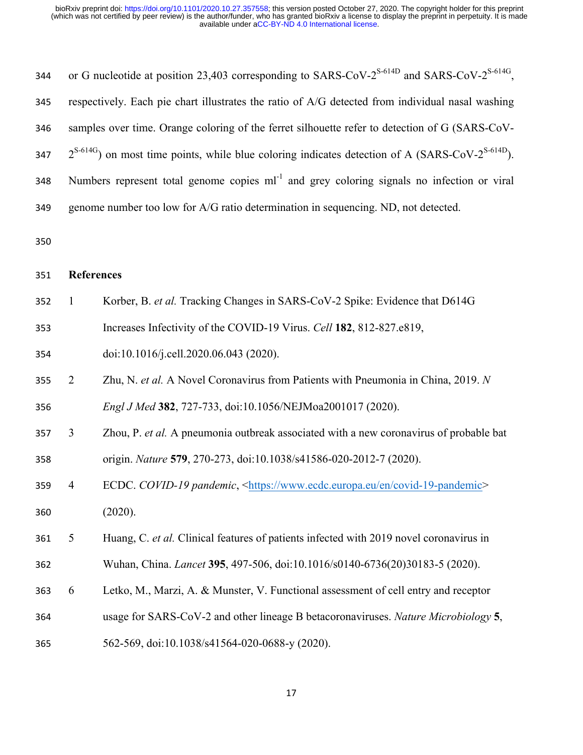or G nucleotide at position 23,403 corresponding to SARS-CoV-2$^{S\text{-}614D}$ and SARS-CoV-2$^{S\text{-}614G}$, respectively. Each pie chart illustrates the ratio of A/G detected from individual nasal washing samples over time. Orange coloring of the ferret silhouette refer to detection of G (SARS-CoV-2$^{S\text{-}614G}$) on most time points, while blue coloring indicates detection of A (SARS-CoV-2$^{S\text{-}614D}$). Numbers represent total genome copies $ml^{-1}$ and grey coloring signals no infection or viral genome number too low for A/G ratio determination in sequencing. ND, not detected.

## References

1. Korber, B. *et al.* Tracking Changes in SARS-CoV-2 Spike: Evidence that D614G Increases Infectivity of the COVID-19 Virus. *Cell* **182**, 812-827.e819, doi:10.1016/j.cell.2020.06.043 (2020).
2. Zhu, N. *et al.* A Novel Coronavirus from Patients with Pneumonia in China, 2019. *N Engl J Med* **382**, 727-733, doi:10.1056/NEJMoa2001017 (2020).
3. Zhou, P. *et al.* A pneumonia outbreak associated with a new coronavirus of probable bat origin. *Nature* **579**, 270-273, doi:10.1038/s41586-020-2012-7 (2020).
4. ECDC. *COVID-19 pandemic*, <https://www.ecdc.europa.eu/en/covid-19-pandemic> (2020).
5. Huang, C. *et al.* Clinical features of patients infected with 2019 novel coronavirus in Wuhan, China. *Lancet* **395**, 497-506, doi:10.1016/s0140-6736(20)30183-5 (2020).
6. Letko, M., Marzi, A. & Munster, V. Functional assessment of cell entry and receptor usage for SARS-CoV-2 and other lineage B betacoronaviruses. *Nature Microbiology* **5**, 562-569, doi:10.1038/s41564-020-0688-y (2020).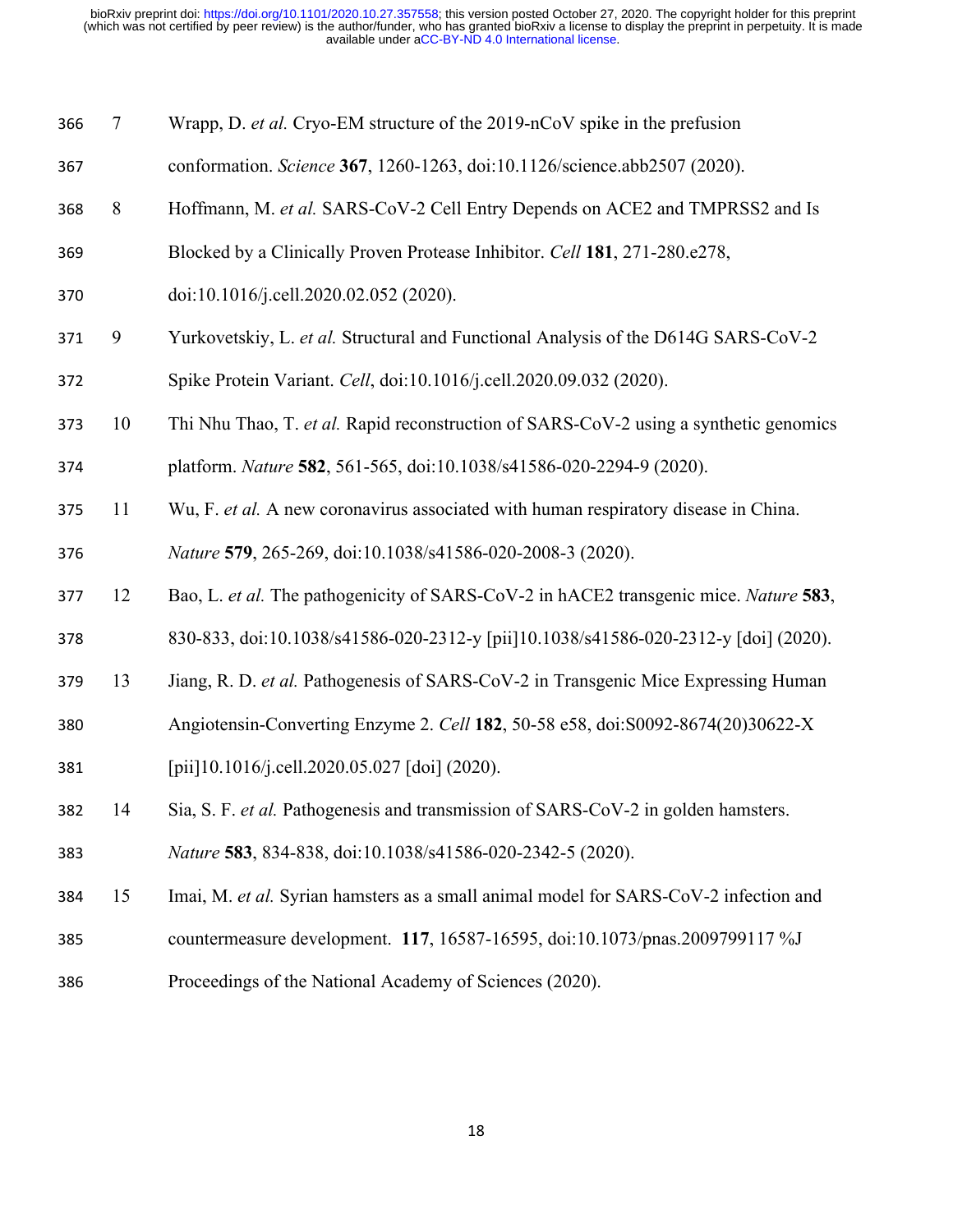7 Wrapp, D. *et al.* Cryo-EM structure of the 2019-nCoV spike in the prefusion conformation. *Science* **367**, 1260-1263, doi:10.1126/science.abb2507 (2020).

8 Hoffmann, M. *et al.* SARS-CoV-2 Cell Entry Depends on ACE2 and TMPRSS2 and Is Blocked by a Clinically Proven Protease Inhibitor. *Cell* **181**, 271-280.e278, doi:10.1016/j.cell.2020.02.052 (2020).

9 Yurkovetskiy, L. *et al.* Structural and Functional Analysis of the D614G SARS-CoV-2 Spike Protein Variant. *Cell*, doi:10.1016/j.cell.2020.09.032 (2020).

10 Thi Nhu Thao, T. *et al.* Rapid reconstruction of SARS-CoV-2 using a synthetic genomics platform. *Nature* **582**, 561-565, doi:10.1038/s41586-020-2294-9 (2020).

11 Wu, F. *et al.* A new coronavirus associated with human respiratory disease in China. *Nature* **579**, 265-269, doi:10.1038/s41586-020-2008-3 (2020).

12 Bao, L. *et al.* The pathogenicity of SARS-CoV-2 in hACE2 transgenic mice. *Nature* **583**, 830-833, doi:10.1038/s41586-020-2312-y [pii]10.1038/s41586-020-2312-y [doi] (2020).

13 Jiang, R. D. *et al.* Pathogenesis of SARS-CoV-2 in Transgenic Mice Expressing Human Angiotensin-Converting Enzyme 2. *Cell* **182**, 50-58 e58, doi:S0092-8674(20)30622-X [pii]10.1016/j.cell.2020.05.027 [doi] (2020).

14 Sia, S. F. *et al.* Pathogenesis and transmission of SARS-CoV-2 in golden hamsters. *Nature* **583**, 834-838, doi:10.1038/s41586-020-2342-5 (2020).

15 Imai, M. *et al.* Syrian hamsters as a small animal model for SARS-CoV-2 infection and countermeasure development. **117**, 16587-16595, doi:10.1073/pnas.2009799117 %J Proceedings of the National Academy of Sciences (2020).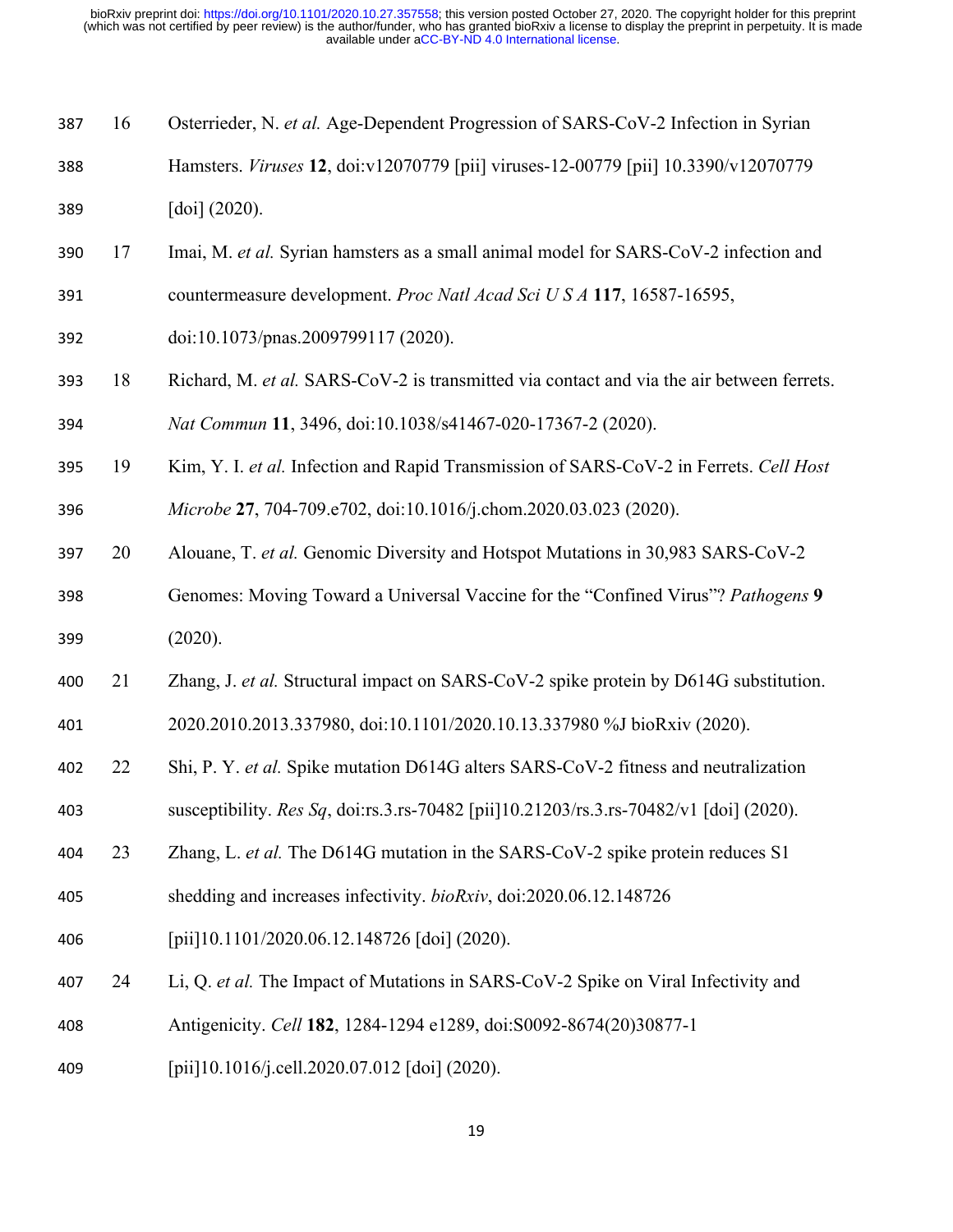16 Osterrieder, N. *et al.* Age-Dependent Progression of SARS-CoV-2 Infection in Syrian Hamsters. *Viruses* **12**, doi:v12070779 [pii] viruses-12-00779 [pii] 10.3390/v12070779 [doi] (2020).

17 Imai, M. *et al.* Syrian hamsters as a small animal model for SARS-CoV-2 infection and countermeasure development. *Proc Natl Acad Sci U S A* **117**, 16587-16595, doi:10.1073/pnas.2009799117 (2020).

18 Richard, M. *et al.* SARS-CoV-2 is transmitted via contact and via the air between ferrets. *Nat Commun* **11**, 3496, doi:10.1038/s41467-020-17367-2 (2020).

19 Kim, Y. I. *et al.* Infection and Rapid Transmission of SARS-CoV-2 in Ferrets. *Cell Host Microbe* **27**, 704-709.e702, doi:10.1016/j.chom.2020.03.023 (2020).

20 Alouane, T. *et al.* Genomic Diversity and Hotspot Mutations in 30,983 SARS-CoV-2 Genomes: Moving Toward a Universal Vaccine for the "Confined Virus"? *Pathogens* **9** (2020).

21 Zhang, J. *et al.* Structural impact on SARS-CoV-2 spike protein by D614G substitution. 2020.2010.2013.337980, doi:10.1101/2020.10.13.337980 %J bioRxiv (2020).

22 Shi, P. Y. *et al.* Spike mutation D614G alters SARS-CoV-2 fitness and neutralization susceptibility. *Res Sq*, doi:rs.3.rs-70482 [pii]10.21203/rs.3.rs-70482/v1 [doi] (2020).

23 Zhang, L. *et al.* The D614G mutation in the SARS-CoV-2 spike protein reduces S1 shedding and increases infectivity. *bioRxiv*, doi:2020.06.12.148726 [pii]10.1101/2020.06.12.148726 [doi] (2020).

24 Li, Q. *et al.* The Impact of Mutations in SARS-CoV-2 Spike on Viral Infectivity and Antigenicity. *Cell* **182**, 1284-1294 e1289, doi:S0092-8674(20)30877-1 [pii]10.1016/j.cell.2020.07.012 [doi] (2020).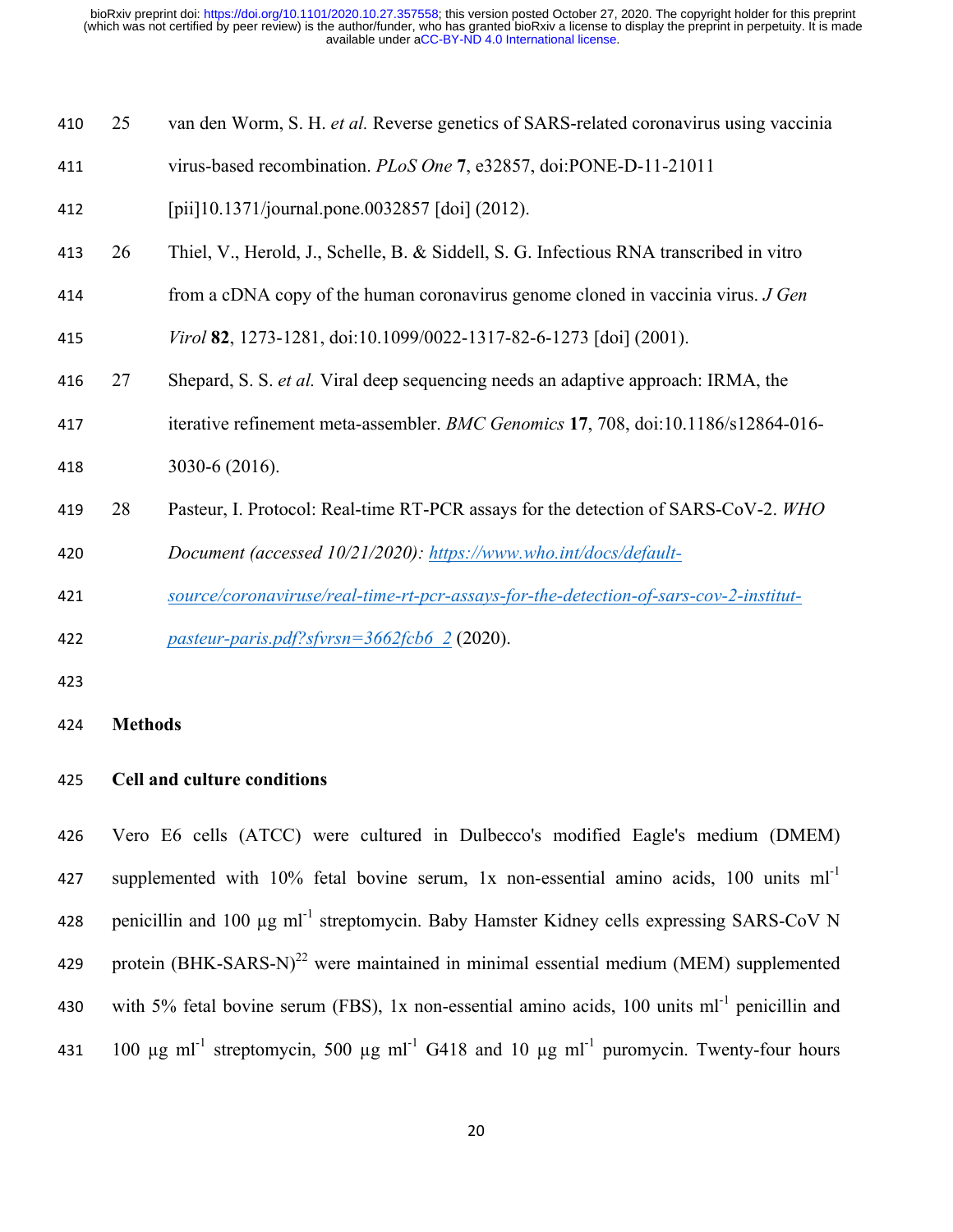25. van den Worm, S. H. *et al.* Reverse genetics of SARS-related coronavirus using vaccinia virus-based recombination. *PLoS One* **7**, e32857, doi:PONE-D-11-21011 [pii]10.1371/journal.pone.0032857 [doi] (2012).
26. Thiel, V., Herold, J., Schelle, B. & Siddell, S. G. Infectious RNA transcribed in vitro from a cDNA copy of the human coronavirus genome cloned in vaccinia virus. *J Gen Virol* **82**, 1273-1281, doi:10.1099/0022-1317-82-6-1273 [doi] (2001).
27. Shepard, S. S. *et al.* Viral deep sequencing needs an adaptive approach: IRMA, the iterative refinement meta-assembler. *BMC Genomics* **17**, 708, doi:10.1186/s12864-016-3030-6 (2016).
28. Pasteur, I. Protocol: Real-time RT-PCR assays for the detection of SARS-CoV-2. *WHO Document (accessed 10/21/2020): https://www.who.int/docs/default-source/coronaviruse/real-time-rt-pcr-assays-for-the-detection-of-sars-cov-2-institut-pasteur-paris.pdf?sfvrsn=3662fcb6_2* (2020).

## Methods

### Cell and culture conditions

Vero E6 cells (ATCC) were cultured in Dulbecco's modified Eagle's medium (DMEM) supplemented with 10% fetal bovine serum, 1x non-essential amino acids, 100 units $ml^{-1}$ penicillin and 100 µg $ml^{-1}$ streptomycin. Baby Hamster Kidney cells expressing SARS-CoV N protein (BHK-SARS-N)[22] were maintained in minimal essential medium (MEM) supplemented with 5% fetal bovine serum (FBS), 1x non-essential amino acids, 100 units $ml^{-1}$ penicillin and 100 µg $ml^{-1}$ streptomycin, 500 µg $ml^{-1}$ G418 and 10 µg $ml^{-1}$ puromycin. Twenty-four hours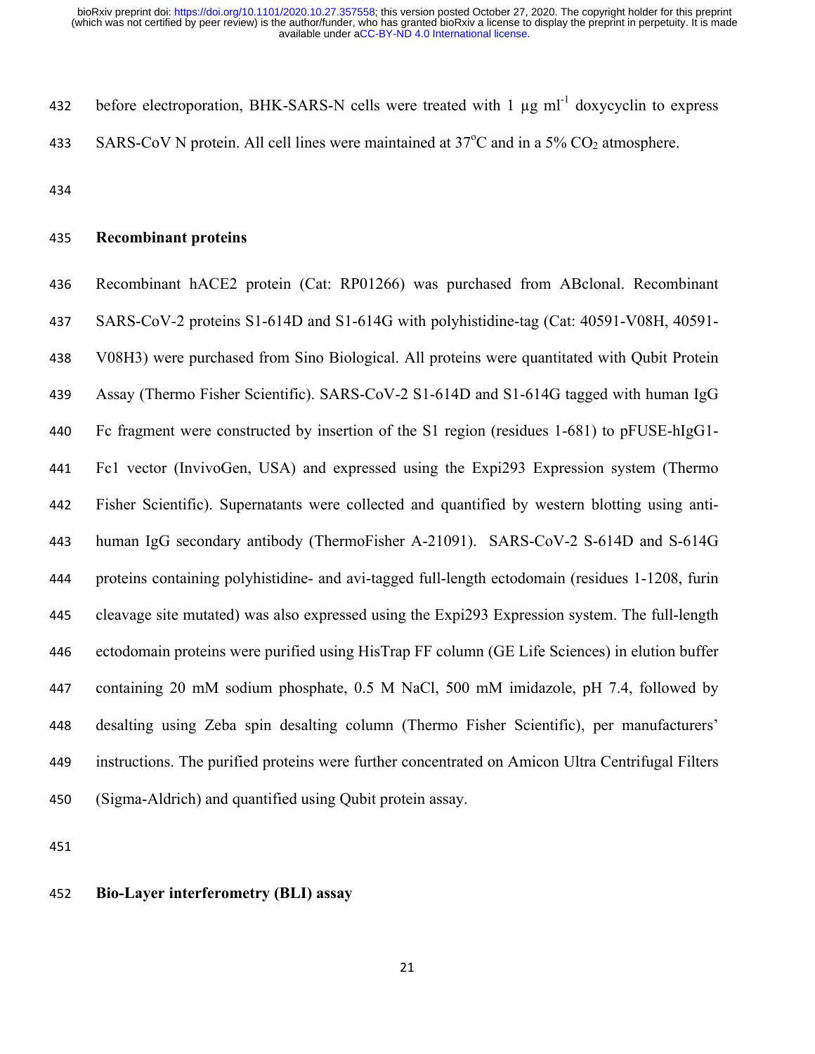before electroporation, BHK-SARS-N cells were treated with 1 μg $ml^{-1}$ doxycyclin to express SARS-CoV N protein. All cell lines were maintained at 37°C and in a 5% $CO_2$ atmosphere.

**Recombinant proteins**

Recombinant hACE2 protein (Cat: RP01266) was purchased from ABclonal. Recombinant SARS-CoV-2 proteins S1-614D and S1-614G with polyhistidine-tag (Cat: 40591-V08H, 40591-V08H3) were purchased from Sino Biological. All proteins were quantitated with Qubit Protein Assay (Thermo Fisher Scientific). SARS-CoV-2 S1-614D and S1-614G tagged with human IgG Fc fragment were constructed by insertion of the S1 region (residues 1-681) to pFUSE-hIgG1-Fc1 vector (InvivoGen, USA) and expressed using the Expi293 Expression system (Thermo Fisher Scientific). Supernatants were collected and quantified by western blotting using anti-human IgG secondary antibody (ThermoFisher A-21091). SARS-CoV-2 S-614D and S-614G proteins containing polyhistidine- and avi-tagged full-length ectodomain (residues 1-1208, furin cleavage site mutated) was also expressed using the Expi293 Expression system. The full-length ectodomain proteins were purified using HisTrap FF column (GE Life Sciences) in elution buffer containing 20 mM sodium phosphate, 0.5 M NaCl, 500 mM imidazole, pH 7.4, followed by desalting using Zeba spin desalting column (Thermo Fisher Scientific), per manufacturers' instructions. The purified proteins were further concentrated on Amicon Ultra Centrifugal Filters (Sigma-Aldrich) and quantified using Qubit protein assay.

**Bio-Layer interferometry (BLI) assay**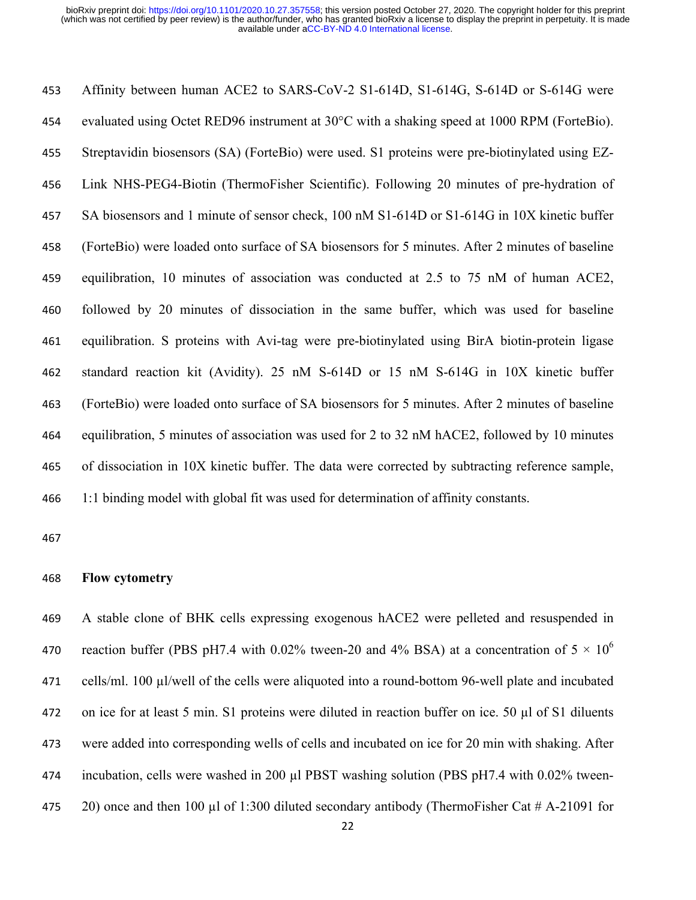Affinity between human ACE2 to SARS-CoV-2 S1-614D, S1-614G, S-614D or S-614G were evaluated using Octet RED96 instrument at 30°C with a shaking speed at 1000 RPM (ForteBio). Streptavidin biosensors (SA) (ForteBio) were used. S1 proteins were pre-biotinylated using EZ-Link NHS-PEG4-Biotin (ThermoFisher Scientific). Following 20 minutes of pre-hydration of SA biosensors and 1 minute of sensor check, 100 nM S1-614D or S1-614G in 10X kinetic buffer (ForteBio) were loaded onto surface of SA biosensors for 5 minutes. After 2 minutes of baseline equilibration, 10 minutes of association was conducted at 2.5 to 75 nM of human ACE2, followed by 20 minutes of dissociation in the same buffer, which was used for baseline equilibration. S proteins with Avi-tag were pre-biotinylated using BirA biotin-protein ligase standard reaction kit (Avidity). 25 nM S-614D or 15 nM S-614G in 10X kinetic buffer (ForteBio) were loaded onto surface of SA biosensors for 5 minutes. After 2 minutes of baseline equilibration, 5 minutes of association was used for 2 to 32 nM hACE2, followed by 10 minutes of dissociation in 10X kinetic buffer. The data were corrected by subtracting reference sample, 1:1 binding model with global fit was used for determination of affinity constants.

**Flow cytometry**

A stable clone of BHK cells expressing exogenous hACE2 were pelleted and resuspended in reaction buffer (PBS pH7.4 with 0.02% tween-20 and 4% BSA) at a concentration of $5 \times 10^6$ cells/ml. 100 µl/well of the cells were aliquoted into a round-bottom 96-well plate and incubated on ice for at least 5 min. S1 proteins were diluted in reaction buffer on ice. 50 µl of S1 diluents were added into corresponding wells of cells and incubated on ice for 20 min with shaking. After incubation, cells were washed in 200 µl PBST washing solution (PBS pH7.4 with 0.02% tween-20) once and then 100 µl of 1:300 diluted secondary antibody (ThermoFisher Cat # A-21091 for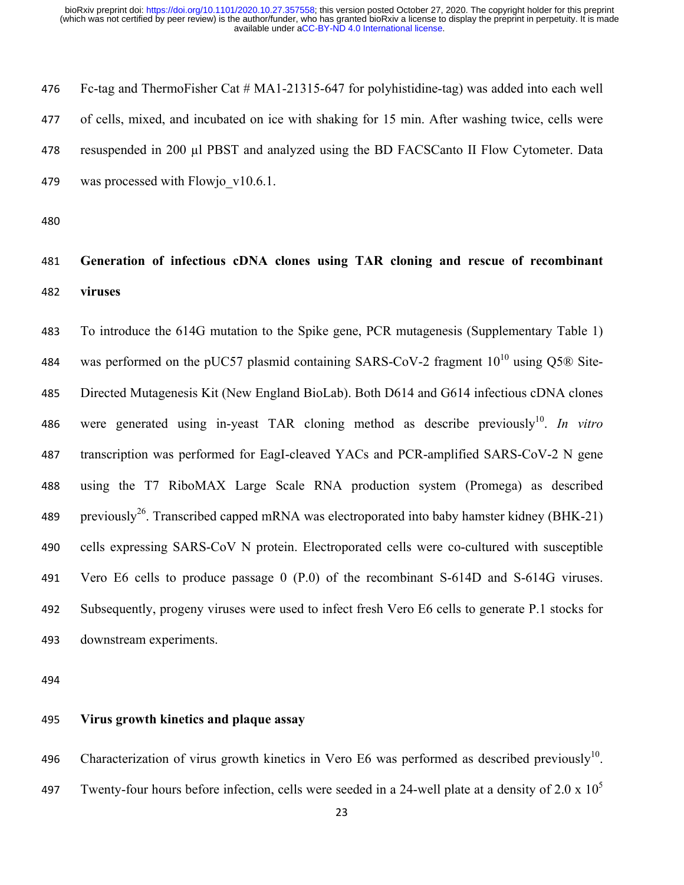Fc-tag and ThermoFisher Cat # MA1-21315-647 for polyhistidine-tag) was added into each well of cells, mixed, and incubated on ice with shaking for 15 min. After washing twice, cells were resuspended in 200 µl PBST and analyzed using the BD FACSCanto II Flow Cytometer. Data was processed with Flowjo_v10.6.1.

**Generation of infectious cDNA clones using TAR cloning and rescue of recombinant viruses**

To introduce the 614G mutation to the Spike gene, PCR mutagenesis (Supplementary Table 1) was performed on the pUC57 plasmid containing SARS-CoV-2 fragment 10[10] using Q5® Site-Directed Mutagenesis Kit (New England BioLab). Both D614 and G614 infectious cDNA clones were generated using in-yeast TAR cloning method as describe previously[10]. *In vitro* transcription was performed for EagI-cleaved YACs and PCR-amplified SARS-CoV-2 N gene using the T7 RiboMAX Large Scale RNA production system (Promega) as described previously[26]. Transcribed capped mRNA was electroporated into baby hamster kidney (BHK-21) cells expressing SARS-CoV N protein. Electroporated cells were co-cultured with susceptible Vero E6 cells to produce passage 0 (P.0) of the recombinant S-614D and S-614G viruses. Subsequently, progeny viruses were used to infect fresh Vero E6 cells to generate P.1 stocks for downstream experiments.

**Virus growth kinetics and plaque assay**

Characterization of virus growth kinetics in Vero E6 was performed as described previously[10]. Twenty-four hours before infection, cells were seeded in a 24-well plate at a density of 2.0 x $10^5$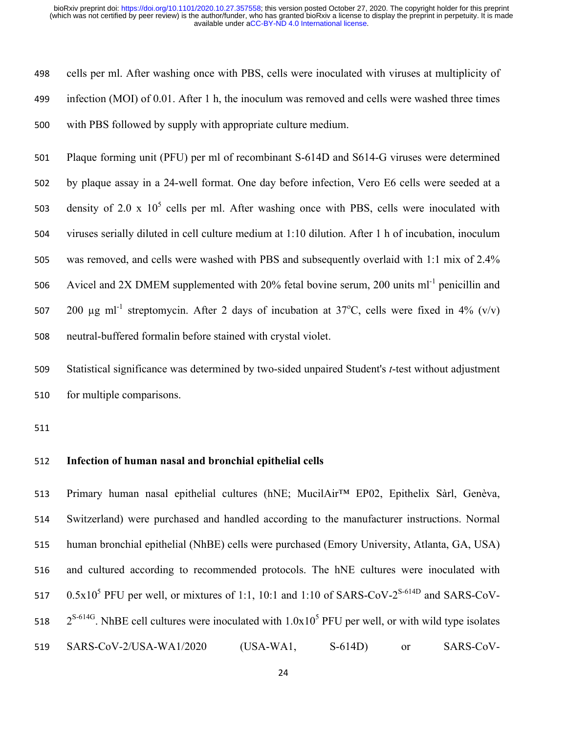cells per ml. After washing once with PBS, cells were inoculated with viruses at multiplicity of infection (MOI) of 0.01. After 1 h, the inoculum was removed and cells were washed three times with PBS followed by supply with appropriate culture medium.

Plaque forming unit (PFU) per ml of recombinant S-614D and S614-G viruses were determined by plaque assay in a 24-well format. One day before infection, Vero E6 cells were seeded at a density of 2.0 x $10^5$ cells per ml. After washing once with PBS, cells were inoculated with viruses serially diluted in cell culture medium at 1:10 dilution. After 1 h of incubation, inoculum was removed, and cells were washed with PBS and subsequently overlaid with 1:1 mix of 2.4% Avicel and 2X DMEM supplemented with 20% fetal bovine serum, 200 units $ml^{-1}$ penicillin and 200 µg $ml^{-1}$ streptomycin. After 2 days of incubation at 37°C, cells were fixed in 4% (v/v) neutral-buffered formalin before stained with crystal violet.

Statistical significance was determined by two-sided unpaired Student's *t*-test without adjustment for multiple comparisons.

**Infection of human nasal and bronchial epithelial cells**

Primary human nasal epithelial cultures (hNE; MucilAir™ EP02, Epithelix Sàrl, Genèva, Switzerland) were purchased and handled according to the manufacturer instructions. Normal human bronchial epithelial (NhBE) cells were purchased (Emory University, Atlanta, GA, USA) and cultured according to recommended protocols. The hNE cultures were inoculated with $0.5x10^5$ PFU per well, or mixtures of 1:1, 10:1 and 1:10 of SARS-CoV-$2^{S\text{-}614D}$ and SARS-CoV-$2^{S\text{-}614G}$. NhBE cell cultures were inoculated with $1.0x10^5$ PFU per well, or with wild type isolates SARS-CoV-2/USA-WA1/2020 (USA-WA1, S-614D) or SARS-CoV-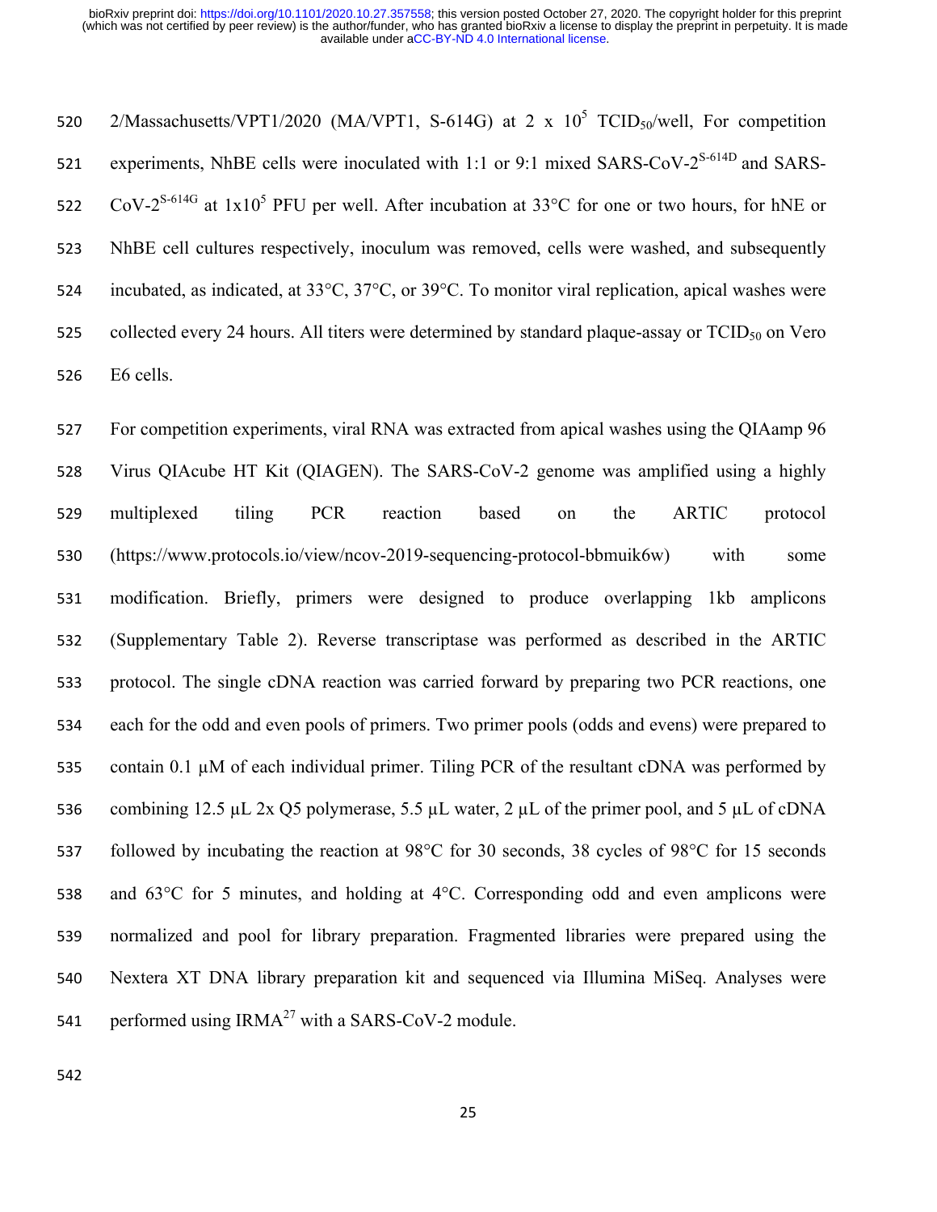2/Massachusetts/VPT1/2020 (MA/VPT1, S-614G) at 2 x $10^5$ $TCID_{50}$/well, For competition experiments, NhBE cells were inoculated with 1:1 or 9:1 mixed SARS-CoV-$2^{S\text{-}614D}$ and SARS-CoV-$2^{S\text{-}614G}$ at $1x10^5$ PFU per well. After incubation at 33°C for one or two hours, for hNE or NhBE cell cultures respectively, inoculum was removed, cells were washed, and subsequently incubated, as indicated, at 33°C, 37°C, or 39°C. To monitor viral replication, apical washes were collected every 24 hours. All titers were determined by standard plaque-assay or $TCID_{50}$ on Vero E6 cells.

For competition experiments, viral RNA was extracted from apical washes using the QIAamp 96 Virus QIAcube HT Kit (QIAGEN). The SARS-CoV-2 genome was amplified using a highly multiplexed tiling PCR reaction based on the ARTIC protocol (https://www.protocols.io/view/ncov-2019-sequencing-protocol-bbmuik6w) with some modification. Briefly, primers were designed to produce overlapping 1kb amplicons (Supplementary Table 2). Reverse transcriptase was performed as described in the ARTIC protocol. The single cDNA reaction was carried forward by preparing two PCR reactions, one each for the odd and even pools of primers. Two primer pools (odds and evens) were prepared to contain 0.1 µM of each individual primer. Tiling PCR of the resultant cDNA was performed by combining 12.5 µL 2x Q5 polymerase, 5.5 µL water, 2 µL of the primer pool, and 5 µL of cDNA followed by incubating the reaction at 98°C for 30 seconds, 38 cycles of 98°C for 15 seconds and 63°C for 5 minutes, and holding at 4°C. Corresponding odd and even amplicons were normalized and pool for library preparation. Fragmented libraries were prepared using the Nextera XT DNA library preparation kit and sequenced via Illumina MiSeq. Analyses were performed using IRMA[27] with a SARS-CoV-2 module.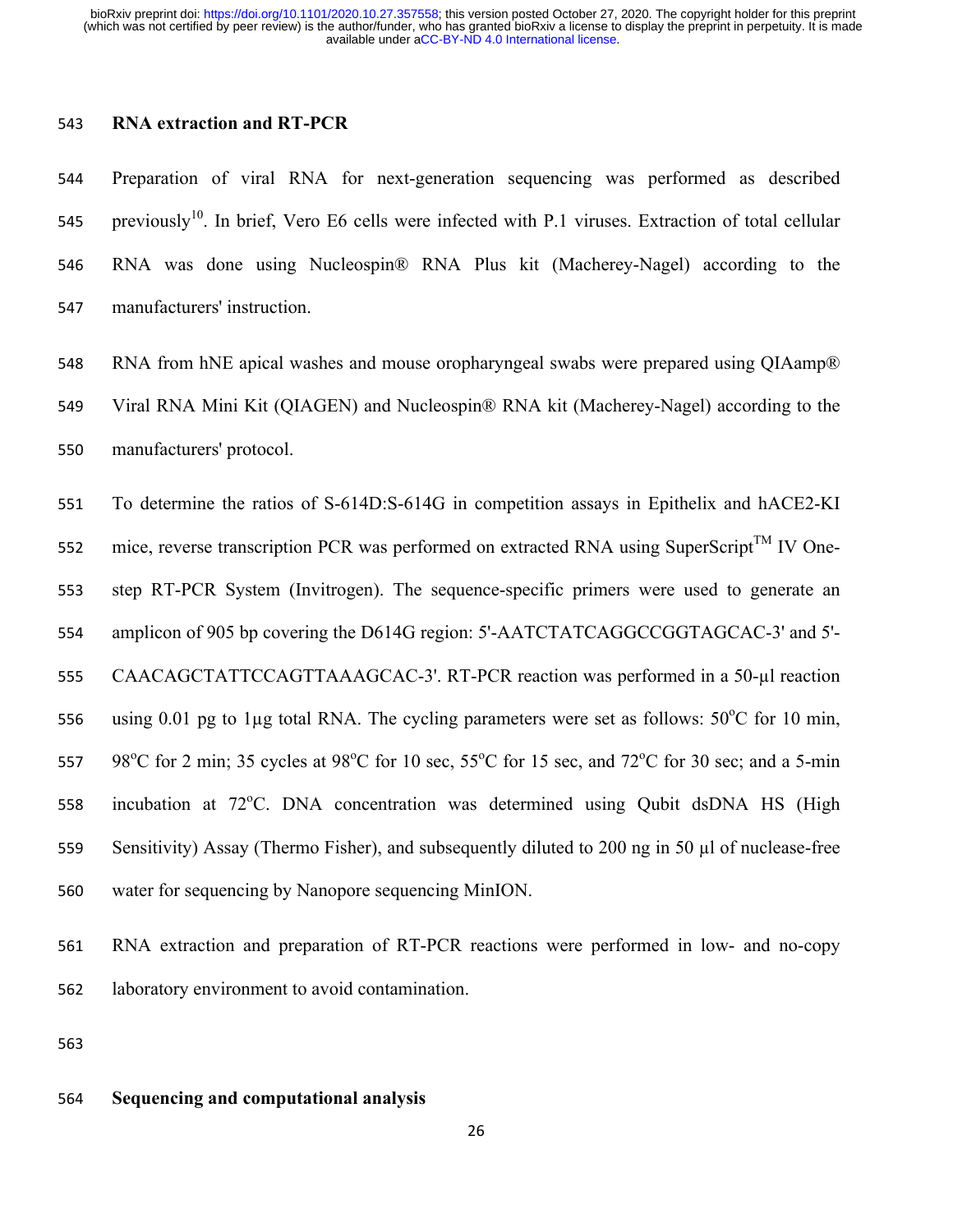## RNA extraction and RT-PCR

Preparation of viral RNA for next-generation sequencing was performed as described previously[10]. In brief, Vero E6 cells were infected with P.1 viruses. Extraction of total cellular RNA was done using Nucleospin® RNA Plus kit (Macherey-Nagel) according to the manufacturers' instruction.

RNA from hNE apical washes and mouse oropharyngeal swabs were prepared using QIAamp® Viral RNA Mini Kit (QIAGEN) and Nucleospin® RNA kit (Macherey-Nagel) according to the manufacturers' protocol.

To determine the ratios of S-614D:S-614G in competition assays in Epithelix and hACE2-KI mice, reverse transcription PCR was performed on extracted RNA using SuperScript™ IV One-step RT-PCR System (Invitrogen). The sequence-specific primers were used to generate an amplicon of 905 bp covering the D614G region: 5'-AATCTATCAGGCCGGTAGCAC-3' and 5'-CAACAGCTATTCCAGTTAAAGCAC-3'. RT-PCR reaction was performed in a 50-µl reaction using 0.01 pg to 1µg total RNA. The cycling parameters were set as follows: 50°C for 10 min, 98°C for 2 min; 35 cycles at 98°C for 10 sec, 55°C for 15 sec, and 72°C for 30 sec; and a 5-min incubation at 72°C. DNA concentration was determined using Qubit dsDNA HS (High Sensitivity) Assay (Thermo Fisher), and subsequently diluted to 200 ng in 50 µl of nuclease-free water for sequencing by Nanopore sequencing MinION.

RNA extraction and preparation of RT-PCR reactions were performed in low- and no-copy laboratory environment to avoid contamination.

## Sequencing and computational analysis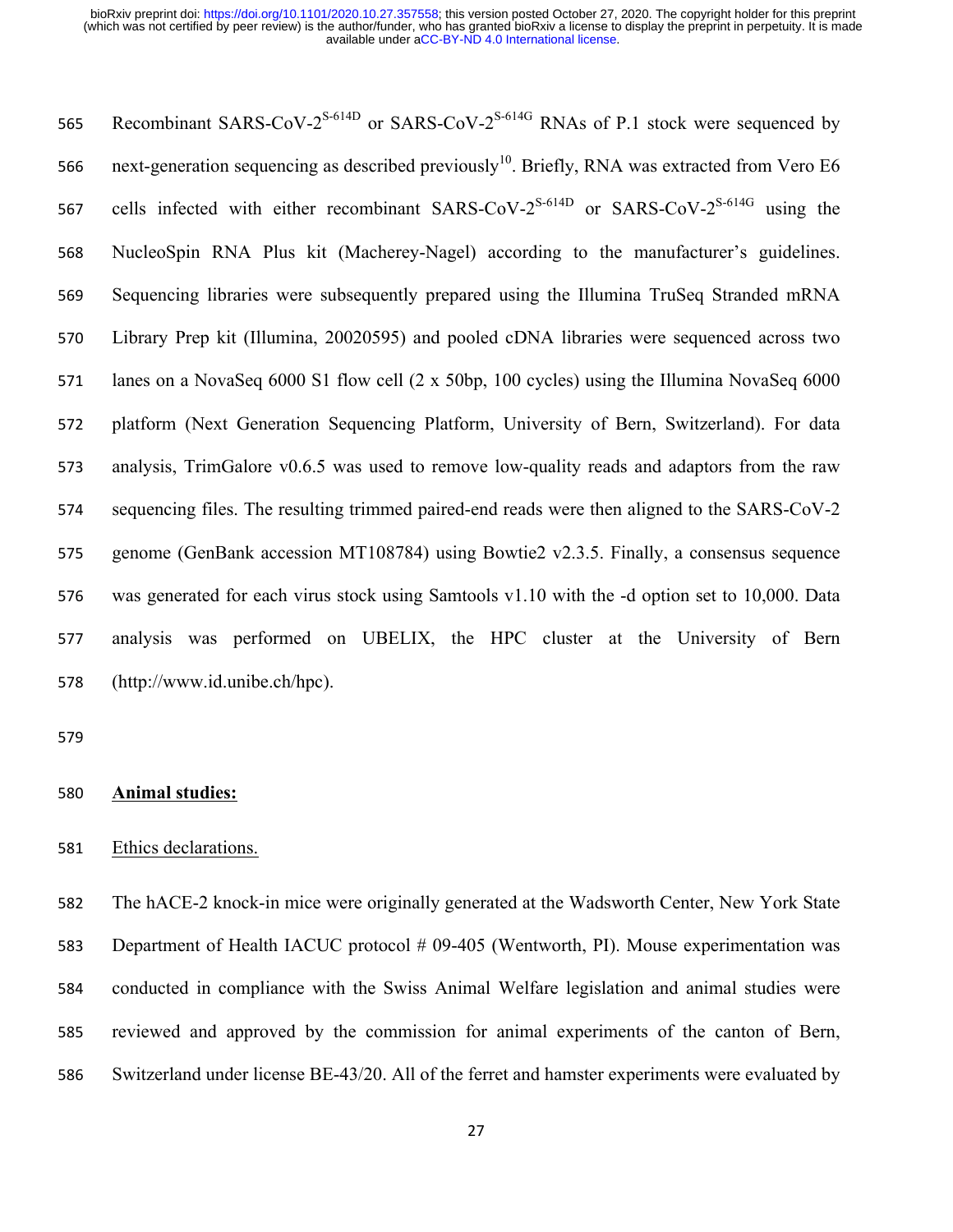Recombinant SARS-CoV-2$^{S\text{-}614D}$ or SARS-CoV-2$^{S\text{-}614G}$ RNAs of P.1 stock were sequenced by next-generation sequencing as described previously[10]. Briefly, RNA was extracted from Vero E6 cells infected with either recombinant SARS-CoV-2$^{S\text{-}614D}$ or SARS-CoV-2$^{S\text{-}614G}$ using the NucleoSpin RNA Plus kit (Macherey-Nagel) according to the manufacturer's guidelines. Sequencing libraries were subsequently prepared using the Illumina TruSeq Stranded mRNA Library Prep kit (Illumina, 20020595) and pooled cDNA libraries were sequenced across two lanes on a NovaSeq 6000 S1 flow cell (2 x 50bp, 100 cycles) using the Illumina NovaSeq 6000 platform (Next Generation Sequencing Platform, University of Bern, Switzerland). For data analysis, TrimGalore v0.6.5 was used to remove low-quality reads and adaptors from the raw sequencing files. The resulting trimmed paired-end reads were then aligned to the SARS-CoV-2 genome (GenBank accession MT108784) using Bowtie2 v2.3.5. Finally, a consensus sequence was generated for each virus stock using Samtools v1.10 with the -d option set to 10,000. Data analysis was performed on UBELIX, the HPC cluster at the University of Bern (http://www.id.unibe.ch/hpc).

**Animal studies:**

Ethics declarations.

The hACE-2 knock-in mice were originally generated at the Wadsworth Center, New York State Department of Health IACUC protocol # 09-405 (Wentworth, PI). Mouse experimentation was conducted in compliance with the Swiss Animal Welfare legislation and animal studies were reviewed and approved by the commission for animal experiments of the canton of Bern, Switzerland under license BE-43/20. All of the ferret and hamster experiments were evaluated by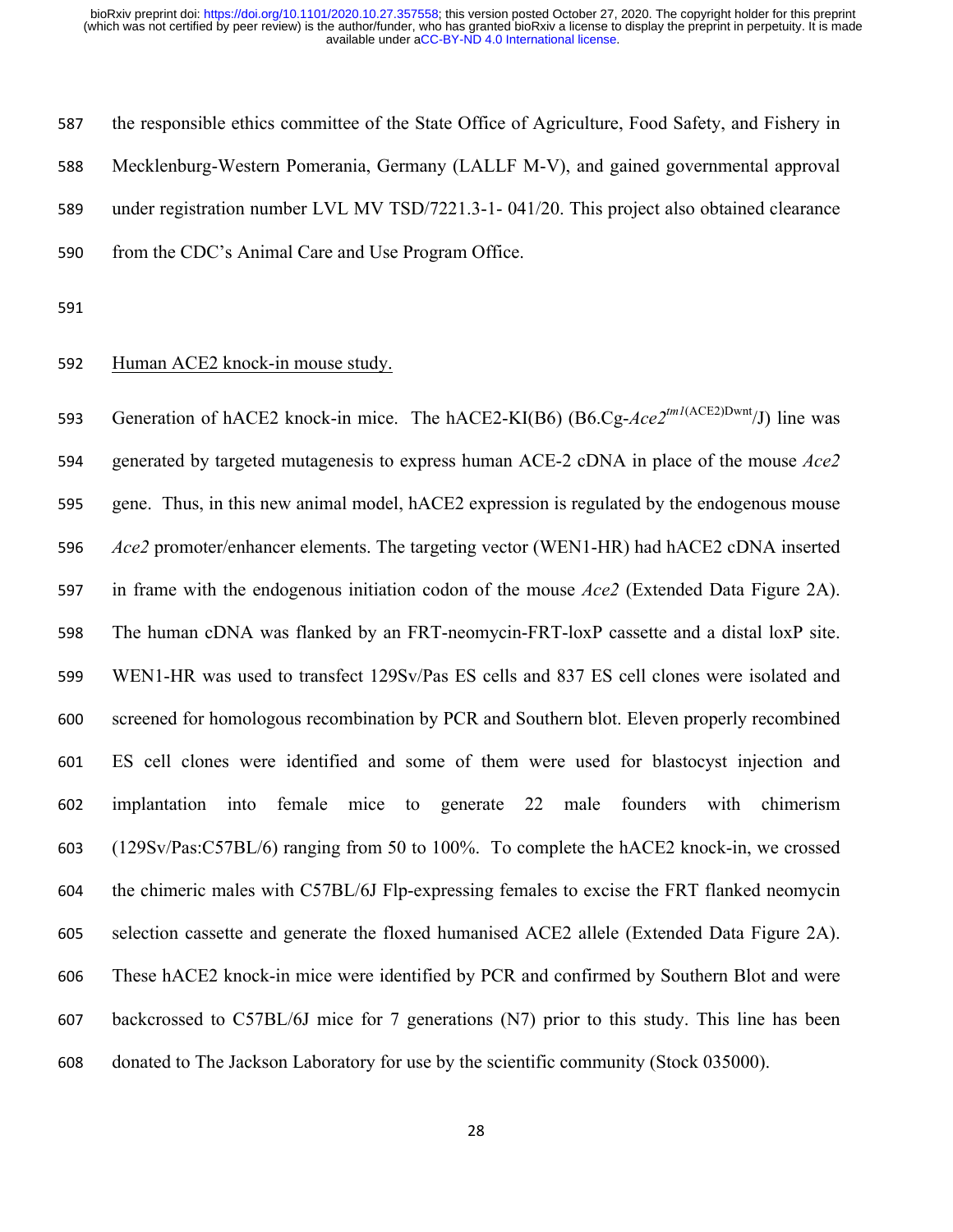the responsible ethics committee of the State Office of Agriculture, Food Safety, and Fishery in Mecklenburg-Western Pomerania, Germany (LALLF M-V), and gained governmental approval under registration number LVL MV TSD/7221.3-1- 041/20. This project also obtained clearance from the CDC's Animal Care and Use Program Office.

<u>Human ACE2 knock-in mouse study.</u>

Generation of hACE2 knock-in mice. The hACE2-KI(B6) (B6.Cg-*Ace2*$^{tm1\text{(ACE2)Dwnt}}$/J) line was generated by targeted mutagenesis to express human ACE-2 cDNA in place of the mouse *Ace2* gene. Thus, in this new animal model, hACE2 expression is regulated by the endogenous mouse *Ace2* promoter/enhancer elements. The targeting vector (WEN1-HR) had hACE2 cDNA inserted in frame with the endogenous initiation codon of the mouse *Ace2* (Extended Data Figure 2A). The human cDNA was flanked by an FRT-neomycin-FRT-loxP cassette and a distal loxP site. WEN1-HR was used to transfect 129Sv/Pas ES cells and 837 ES cell clones were isolated and screened for homologous recombination by PCR and Southern blot. Eleven properly recombined ES cell clones were identified and some of them were used for blastocyst injection and implantation into female mice to generate 22 male founders with chimerism (129Sv/Pas:C57BL/6) ranging from 50 to 100%. To complete the hACE2 knock-in, we crossed the chimeric males with C57BL/6J Flp-expressing females to excise the FRT flanked neomycin selection cassette and generate the floxed humanised ACE2 allele (Extended Data Figure 2A). These hACE2 knock-in mice were identified by PCR and confirmed by Southern Blot and were backcrossed to C57BL/6J mice for 7 generations (N7) prior to this study. This line has been donated to The Jackson Laboratory for use by the scientific community (Stock 035000).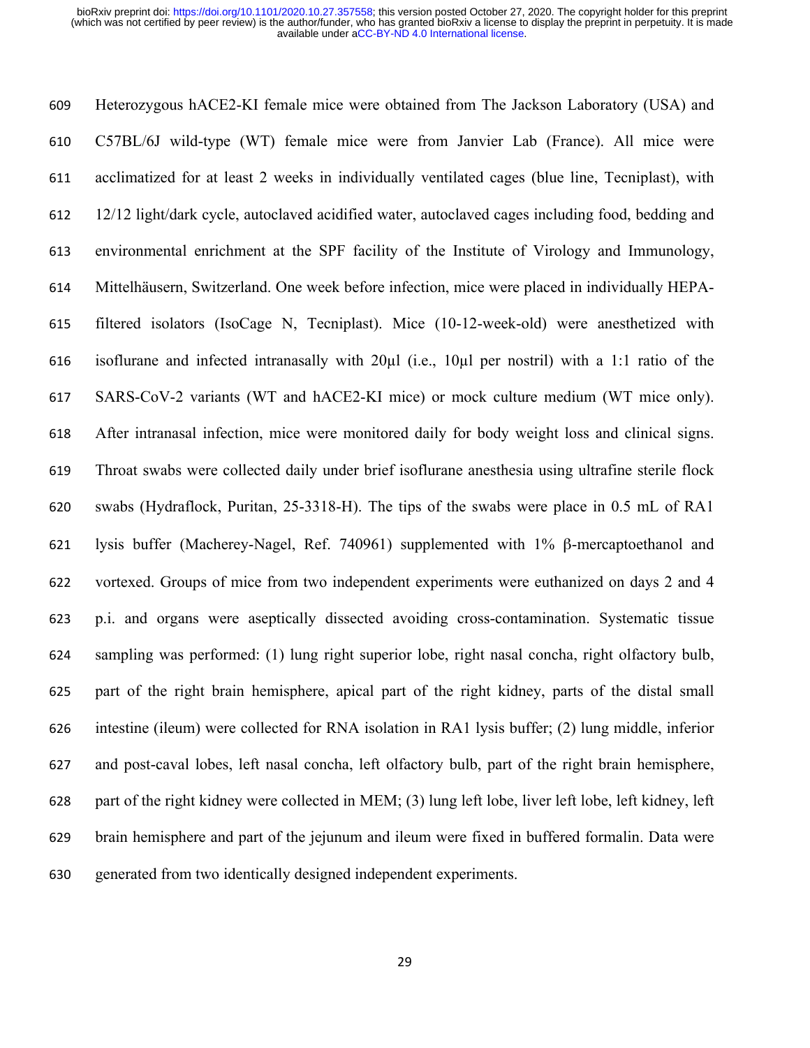Heterozygous hACE2-KI female mice were obtained from The Jackson Laboratory (USA) and C57BL/6J wild-type (WT) female mice were from Janvier Lab (France). All mice were acclimatized for at least 2 weeks in individually ventilated cages (blue line, Tecniplast), with 12/12 light/dark cycle, autoclaved acidified water, autoclaved cages including food, bedding and environmental enrichment at the SPF facility of the Institute of Virology and Immunology, Mittelhäusern, Switzerland. One week before infection, mice were placed in individually HEPA-filtered isolators (IsoCage N, Tecniplast). Mice (10-12-week-old) were anesthetized with isoflurane and infected intranasally with 20µl (i.e., 10µl per nostril) with a 1:1 ratio of the SARS-CoV-2 variants (WT and hACE2-KI mice) or mock culture medium (WT mice only). After intranasal infection, mice were monitored daily for body weight loss and clinical signs. Throat swabs were collected daily under brief isoflurane anesthesia using ultrafine sterile flock swabs (Hydraflock, Puritan, 25-3318-H). The tips of the swabs were place in 0.5 mL of RA1 lysis buffer (Macherey-Nagel, Ref. 740961) supplemented with 1% β-mercaptoethanol and vortexed. Groups of mice from two independent experiments were euthanized on days 2 and 4 p.i. and organs were aseptically dissected avoiding cross-contamination. Systematic tissue sampling was performed: (1) lung right superior lobe, right nasal concha, right olfactory bulb, part of the right brain hemisphere, apical part of the right kidney, parts of the distal small intestine (ileum) were collected for RNA isolation in RA1 lysis buffer; (2) lung middle, inferior and post-caval lobes, left nasal concha, left olfactory bulb, part of the right brain hemisphere, part of the right kidney were collected in MEM; (3) lung left lobe, liver left lobe, left kidney, left brain hemisphere and part of the jejunum and ileum were fixed in buffered formalin. Data were generated from two identically designed independent experiments.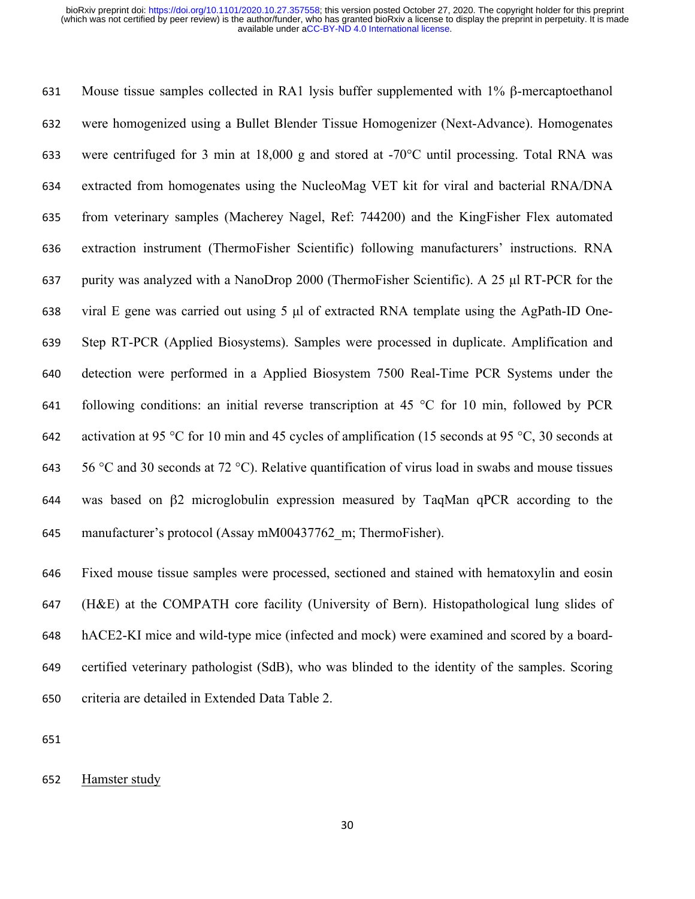Mouse tissue samples collected in RA1 lysis buffer supplemented with 1% β-mercaptoethanol were homogenized using a Bullet Blender Tissue Homogenizer (Next-Advance). Homogenates were centrifuged for 3 min at 18,000 g and stored at -70°C until processing. Total RNA was extracted from homogenates using the NucleoMag VET kit for viral and bacterial RNA/DNA from veterinary samples (Macherey Nagel, Ref: 744200) and the KingFisher Flex automated extraction instrument (ThermoFisher Scientific) following manufacturers' instructions. RNA purity was analyzed with a NanoDrop 2000 (ThermoFisher Scientific). A 25 μl RT-PCR for the viral E gene was carried out using 5 μl of extracted RNA template using the AgPath-ID One-Step RT-PCR (Applied Biosystems). Samples were processed in duplicate. Amplification and detection were performed in a Applied Biosystem 7500 Real-Time PCR Systems under the following conditions: an initial reverse transcription at 45 °C for 10 min, followed by PCR activation at 95 °C for 10 min and 45 cycles of amplification (15 seconds at 95 °C, 30 seconds at 56 °C and 30 seconds at 72 °C). Relative quantification of virus load in swabs and mouse tissues was based on β2 microglobulin expression measured by TaqMan qPCR according to the manufacturer's protocol (Assay mM00437762_m; ThermoFisher).

Fixed mouse tissue samples were processed, sectioned and stained with hematoxylin and eosin (H&E) at the COMPATH core facility (University of Bern). Histopathological lung slides of hACE2-KI mice and wild-type mice (infected and mock) were examined and scored by a board-certified veterinary pathologist (SdB), who was blinded to the identity of the samples. Scoring criteria are detailed in Extended Data Table 2.

Hamster study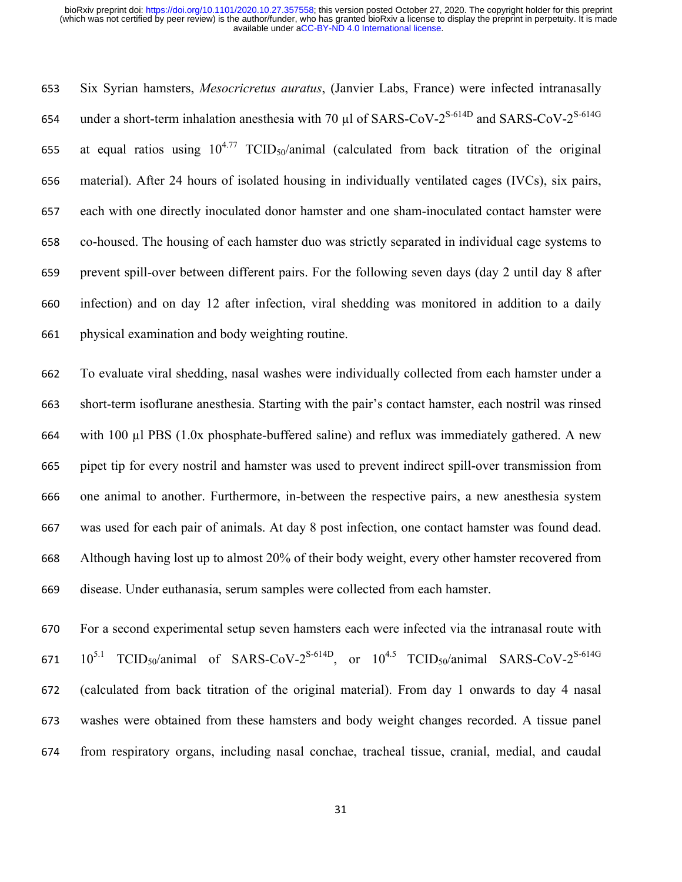Six Syrian hamsters, *Mesocricretus auratus*, (Janvier Labs, France) were infected intranasally under a short-term inhalation anesthesia with 70 µl of SARS-CoV-2$^{S\text{-}614D}$ and SARS-CoV-2$^{S\text{-}614G}$ at equal ratios using $10^{4.77}$ $TCID_{50}$/animal (calculated from back titration of the original material). After 24 hours of isolated housing in individually ventilated cages (IVCs), six pairs, each with one directly inoculated donor hamster and one sham-inoculated contact hamster were co-housed. The housing of each hamster duo was strictly separated in individual cage systems to prevent spill-over between different pairs. For the following seven days (day 2 until day 8 after infection) and on day 12 after infection, viral shedding was monitored in addition to a daily physical examination and body weighting routine.

To evaluate viral shedding, nasal washes were individually collected from each hamster under a short-term isoflurane anesthesia. Starting with the pair's contact hamster, each nostril was rinsed with 100 µl PBS (1.0x phosphate-buffered saline) and reflux was immediately gathered. A new pipet tip for every nostril and hamster was used to prevent indirect spill-over transmission from one animal to another. Furthermore, in-between the respective pairs, a new anesthesia system was used for each pair of animals. At day 8 post infection, one contact hamster was found dead. Although having lost up to almost 20% of their body weight, every other hamster recovered from disease. Under euthanasia, serum samples were collected from each hamster.

For a second experimental setup seven hamsters each were infected via the intranasal route with $10^{5.1}$ $TCID_{50}$/animal of SARS-CoV-2$^{S\text{-}614D}$, or $10^{4.5}$ $TCID_{50}$/animal SARS-CoV-2$^{S\text{-}614G}$ (calculated from back titration of the original material). From day 1 onwards to day 4 nasal washes were obtained from these hamsters and body weight changes recorded. A tissue panel from respiratory organs, including nasal conchae, tracheal tissue, cranial, medial, and caudal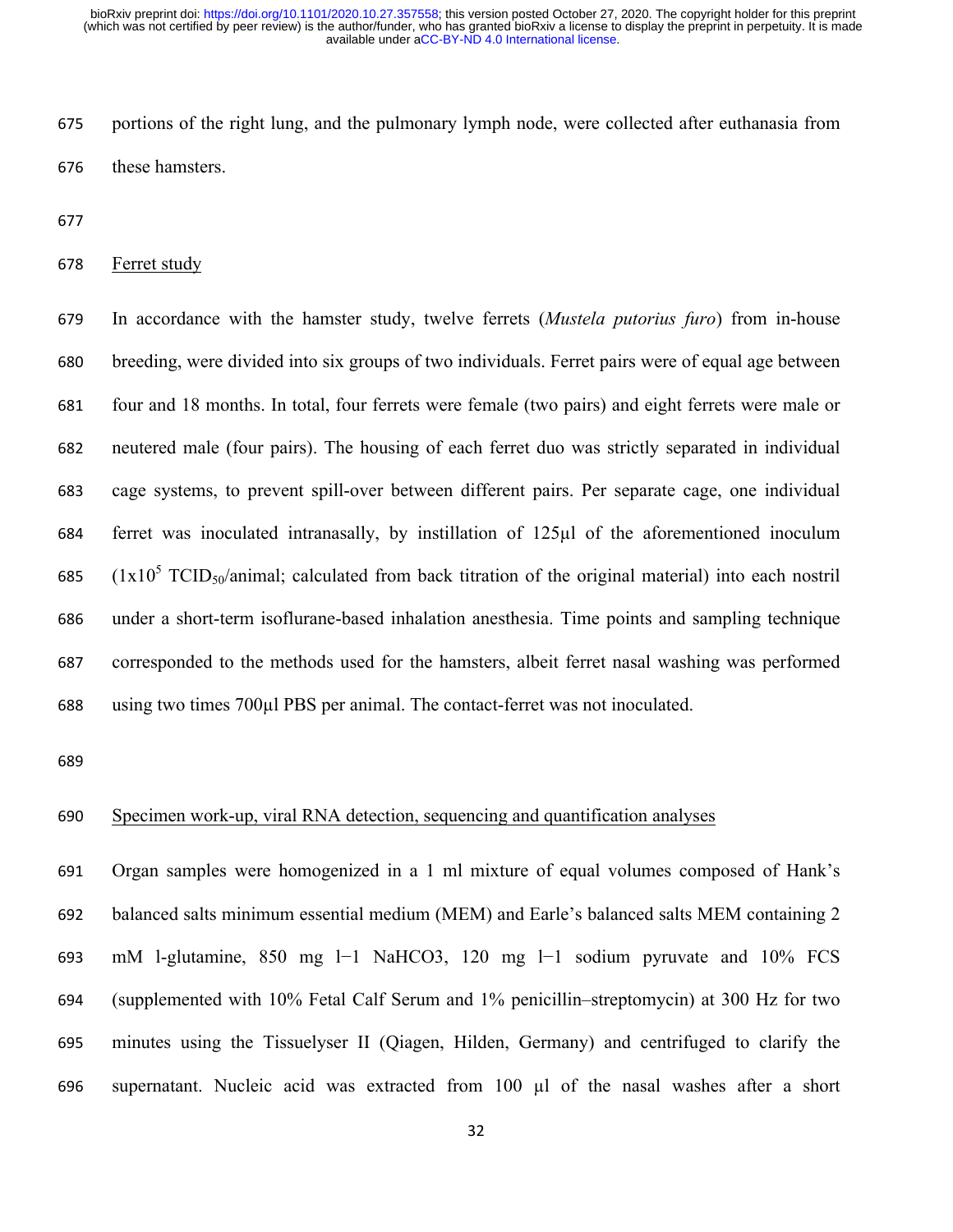portions of the right lung, and the pulmonary lymph node, were collected after euthanasia from these hamsters.

Ferret study

In accordance with the hamster study, twelve ferrets (*Mustela putorius furo*) from in-house breeding, were divided into six groups of two individuals. Ferret pairs were of equal age between four and 18 months. In total, four ferrets were female (two pairs) and eight ferrets were male or neutered male (four pairs). The housing of each ferret duo was strictly separated in individual cage systems, to prevent spill-over between different pairs. Per separate cage, one individual ferret was inoculated intranasally, by instillation of 125µl of the aforementioned inoculum ($1x10^5$ $TCID_{50}$/animal; calculated from back titration of the original material) into each nostril under a short-term isoflurane-based inhalation anesthesia. Time points and sampling technique corresponded to the methods used for the hamsters, albeit ferret nasal washing was performed using two times 700µl PBS per animal. The contact-ferret was not inoculated.

Specimen work-up, viral RNA detection, sequencing and quantification analyses

Organ samples were homogenized in a 1 ml mixture of equal volumes composed of Hank's balanced salts minimum essential medium (MEM) and Earle's balanced salts MEM containing 2 mM l-glutamine, 850 mg l−1 $NaHCO_3$, 120 mg l−1 sodium pyruvate and 10% FCS (supplemented with 10% Fetal Calf Serum and 1% penicillin–streptomycin) at 300 Hz for two minutes using the Tissuelyser II (Qiagen, Hilden, Germany) and centrifuged to clarify the supernatant. Nucleic acid was extracted from 100 µl of the nasal washes after a short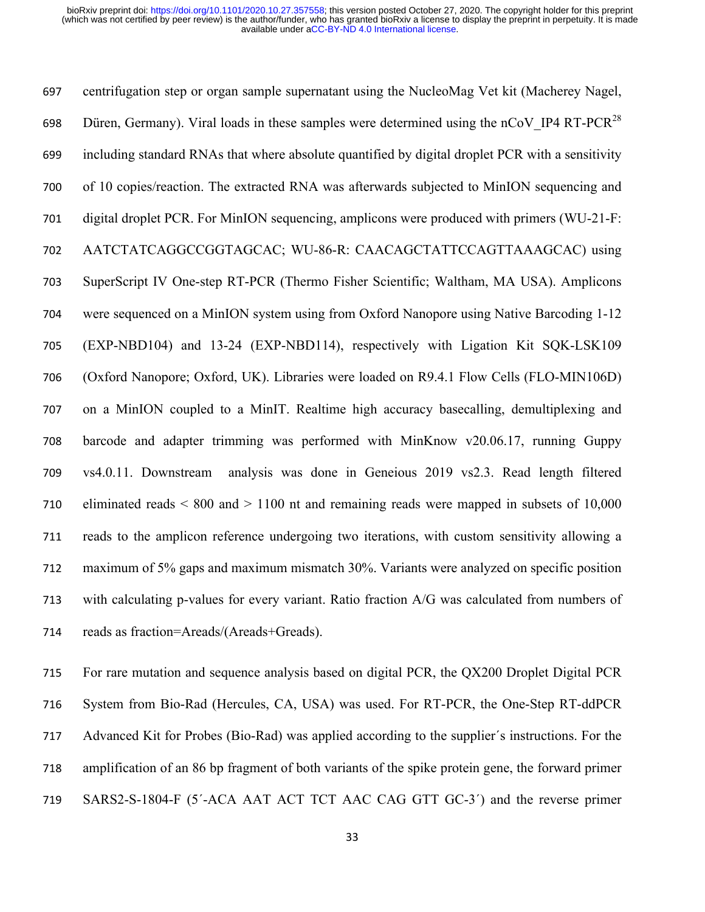centrifugation step or organ sample supernatant using the NucleoMag Vet kit (Macherey Nagel, Düren, Germany). Viral loads in these samples were determined using the nCoV_IP4 RT-PCR[28] including standard RNAs that where absolute quantified by digital droplet PCR with a sensitivity of 10 copies/reaction. The extracted RNA was afterwards subjected to MinION sequencing and digital droplet PCR. For MinION sequencing, amplicons were produced with primers (WU-21-F: AATCTATCAGGCCGGTAGCAC; WU-86-R: CAACAGCTATTCCAGTTAAAGCAC) using SuperScript IV One-step RT-PCR (Thermo Fisher Scientific; Waltham, MA USA). Amplicons were sequenced on a MinION system using from Oxford Nanopore using Native Barcoding 1-12 (EXP-NBD104) and 13-24 (EXP-NBD114), respectively with Ligation Kit SQK-LSK109 (Oxford Nanopore; Oxford, UK). Libraries were loaded on R9.4.1 Flow Cells (FLO-MIN106D) on a MinION coupled to a MinIT. Realtime high accuracy basecalling, demultiplexing and barcode and adapter trimming was performed with MinKnow v20.06.17, running Guppy vs4.0.11. Downstream analysis was done in Geneious 2019 vs2.3. Read length filtered eliminated reads < 800 and > 1100 nt and remaining reads were mapped in subsets of 10,000 reads to the amplicon reference undergoing two iterations, with custom sensitivity allowing a maximum of 5% gaps and maximum mismatch 30%. Variants were analyzed on specific position with calculating p-values for every variant. Ratio fraction A/G was calculated from numbers of reads as fraction=Areads/(Areads+Greads).

For rare mutation and sequence analysis based on digital PCR, the QX200 Droplet Digital PCR System from Bio-Rad (Hercules, CA, USA) was used. For RT-PCR, the One-Step RT-ddPCR Advanced Kit for Probes (Bio-Rad) was applied according to the supplier´s instructions. For the amplification of an 86 bp fragment of both variants of the spike protein gene, the forward primer SARS2-S-1804-F (5´-ACA AAT ACT TCT AAC CAG GTT GC-3´) and the reverse primer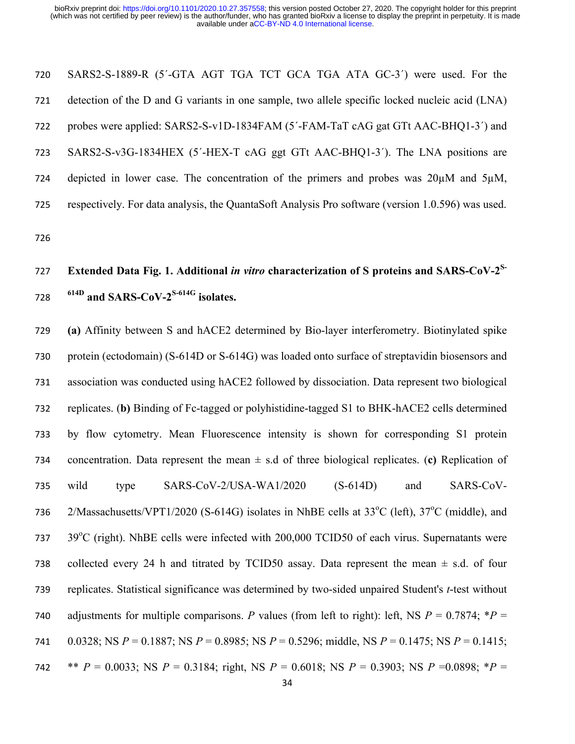SARS2-S-1889-R (5´-GTA AGT TGA TCT GCA TGA ATA GC-3´) were used. For the detection of the D and G variants in one sample, two allele specific locked nucleic acid (LNA) probes were applied: SARS2-S-v1D-1834FAM (5´-FAM-TaT cAG gat GTt AAC-BHQ1-3´) and SARS2-S-v3G-1834HEX (5´-HEX-T cAG ggt GTt AAC-BHQ1-3´). The LNA positions are depicted in lower case. The concentration of the primers and probes was 20µM and 5µM, respectively. For data analysis, the QuantaSoft Analysis Pro software (version 1.0.596) was used.

**Extended Data Fig. 1. Additional *in vitro* characterization of S proteins and SARS-CoV-2$^{S-614D}$ and SARS-CoV-2$^{S-614G}$ isolates.**

**(a)** Affinity between S and hACE2 determined by Bio-layer interferometry. Biotinylated spike protein (ectodomain) (S-614D or S-614G) was loaded onto surface of streptavidin biosensors and association was conducted using hACE2 followed by dissociation. Data represent two biological replicates. (**b)** Binding of Fc-tagged or polyhistidine-tagged S1 to BHK-hACE2 cells determined by flow cytometry. Mean Fluorescence intensity is shown for corresponding S1 protein concentration. Data represent the mean ± s.d of three biological replicates. (**c)** Replication of wild type SARS-CoV-2/USA-WA1/2020 (S-614D) and SARS-CoV-2/Massachusetts/VPT1/2020 (S-614G) isolates in NhBE cells at 33°C (left), 37°C (middle), and 39°C (right). NhBE cells were infected with 200,000 TCID50 of each virus. Supernatants were collected every 24 h and titrated by TCID50 assay. Data represent the mean ± s.d. of four replicates. Statistical significance was determined by two-sided unpaired Student's *t*-test without adjustments for multiple comparisons. *P* values (from left to right): left, NS $P = 0.7874$; \*$P = 0.0328$; NS $P = 0.1887$; NS $P = 0.8985$; NS $P = 0.5296$; middle, NS $P = 0.1475$; NS $P = 0.1415$; \*\* $P = 0.0033$; NS $P = 0.3184$; right, NS $P = 0.6018$; NS $P = 0.3903$; NS $P = 0.0898$; \*$P =$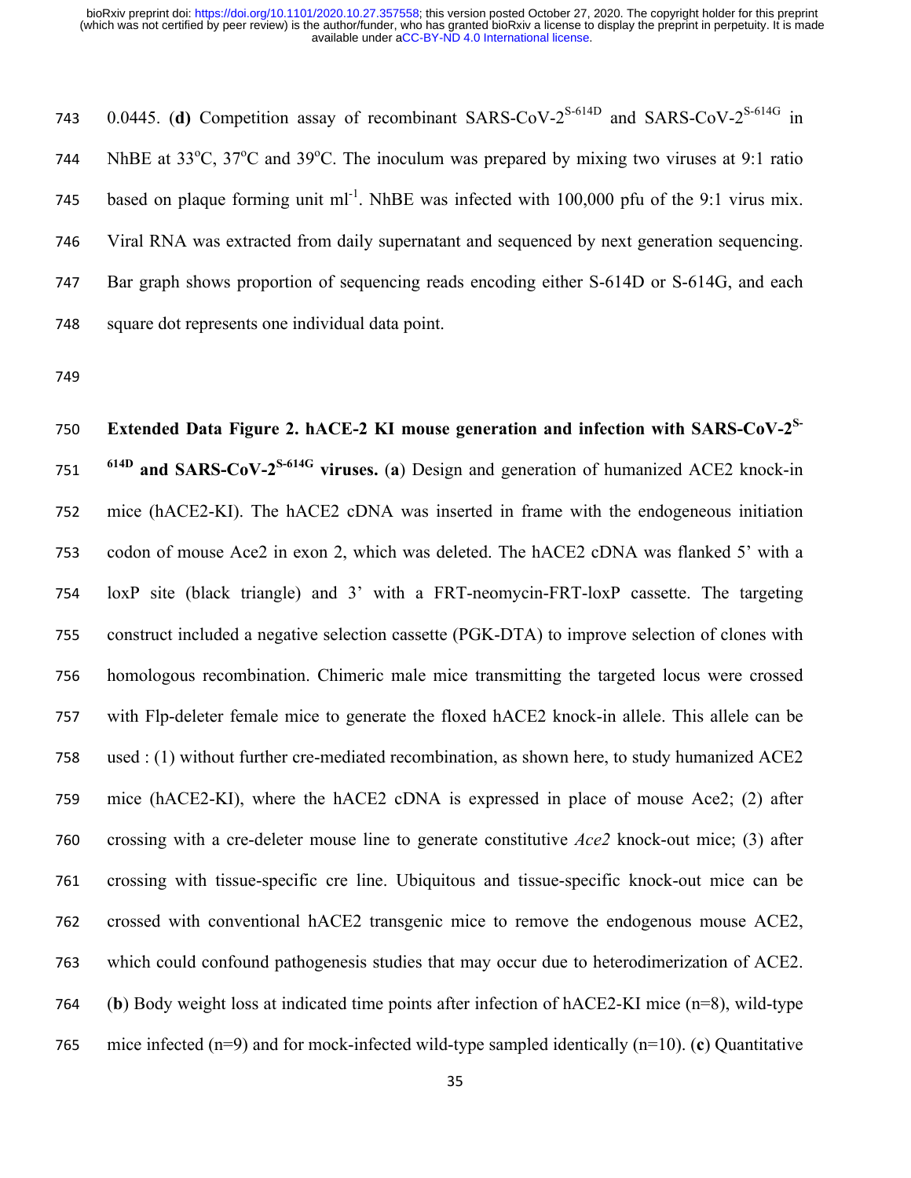0.0445. (**d**) Competition assay of recombinant SARS-CoV-2$^{S\text{-}614D}$ and SARS-CoV-2$^{S\text{-}614G}$ in NhBE at 33°C, 37°C and 39°C. The inoculum was prepared by mixing two viruses at 9:1 ratio based on plaque forming unit ml$^{-1}$. NhBE was infected with 100,000 pfu of the 9:1 virus mix. Viral RNA was extracted from daily supernatant and sequenced by next generation sequencing. Bar graph shows proportion of sequencing reads encoding either S-614D or S-614G, and each square dot represents one individual data point.

**Extended Data Figure 2. hACE-2 KI mouse generation and infection with SARS-CoV-2$^{S\text{-}614D}$ and SARS-CoV-2$^{S\text{-}614G}$ viruses.** (**a**) Design and generation of humanized ACE2 knock-in mice (hACE2-KI). The hACE2 cDNA was inserted in frame with the endogeneous initiation codon of mouse Ace2 in exon 2, which was deleted. The hACE2 cDNA was flanked 5' with a loxP site (black triangle) and 3' with a FRT-neomycin-FRT-loxP cassette. The targeting construct included a negative selection cassette (PGK-DTA) to improve selection of clones with homologous recombination. Chimeric male mice transmitting the targeted locus were crossed with Flp-deleter female mice to generate the floxed hACE2 knock-in allele. This allele can be used : (1) without further cre-mediated recombination, as shown here, to study humanized ACE2 mice (hACE2-KI), where the hACE2 cDNA is expressed in place of mouse Ace2; (2) after crossing with a cre-deleter mouse line to generate constitutive *Ace2* knock-out mice; (3) after crossing with tissue-specific cre line. Ubiquitous and tissue-specific knock-out mice can be crossed with conventional hACE2 transgenic mice to remove the endogenous mouse ACE2, which could confound pathogenesis studies that may occur due to heterodimerization of ACE2. (**b**) Body weight loss at indicated time points after infection of hACE2-KI mice (n=8), wild-type mice infected (n=9) and for mock-infected wild-type sampled identically (n=10). (**c**) Quantitative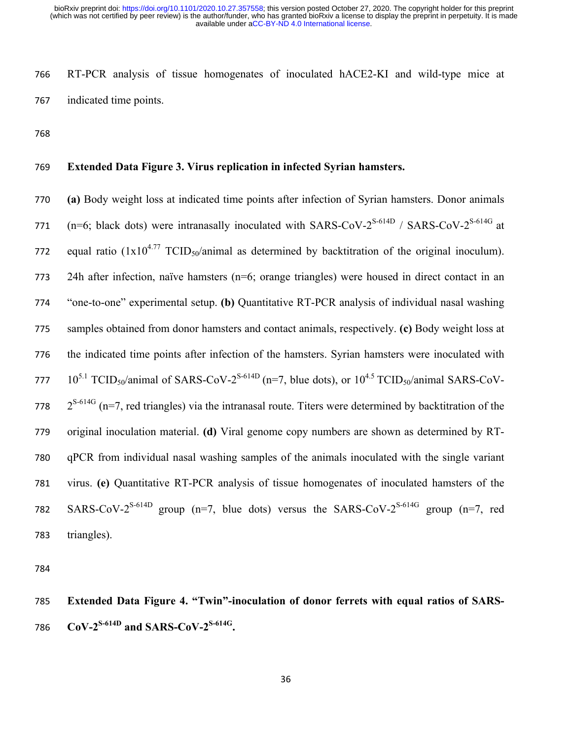RT-PCR analysis of tissue homogenates of inoculated hACE2-KI and wild-type mice at indicated time points.

**Extended Data Figure 3. Virus replication in infected Syrian hamsters.**

**(a)** Body weight loss at indicated time points after infection of Syrian hamsters. Donor animals (n=6; black dots) were intranasally inoculated with SARS-CoV-$2^{S\text{-}614D}$ / SARS-CoV-$2^{S\text{-}614G}$ at equal ratio ($1\text{x}10^{4.77}$ $TCID_{50}$/animal as determined by backtitration of the original inoculum). 24h after infection, naïve hamsters (n=6; orange triangles) were housed in direct contact in an "one-to-one" experimental setup. **(b)** Quantitative RT-PCR analysis of individual nasal washing samples obtained from donor hamsters and contact animals, respectively. **(c)** Body weight loss at the indicated time points after infection of the hamsters. Syrian hamsters were inoculated with $10^{5.1}$ $TCID_{50}$/animal of SARS-CoV-$2^{S\text{-}614D}$ (n=7, blue dots), or $10^{4.5}$ $TCID_{50}$/animal SARS-CoV-$2^{S\text{-}614G}$ (n=7, red triangles) via the intranasal route. Titers were determined by backtitration of the original inoculation material. **(d)** Viral genome copy numbers are shown as determined by RT-qPCR from individual nasal washing samples of the animals inoculated with the single variant virus. **(e)** Quantitative RT-PCR analysis of tissue homogenates of inoculated hamsters of the SARS-CoV-$2^{S\text{-}614D}$ group (n=7, blue dots) versus the SARS-CoV-$2^{S\text{-}614G}$ group (n=7, red triangles).

**Extended Data Figure 4. "Twin"-inoculation of donor ferrets with equal ratios of SARS-CoV-$2^{S\text{-}614D}$ and SARS-CoV-$2^{S\text{-}614G}$.**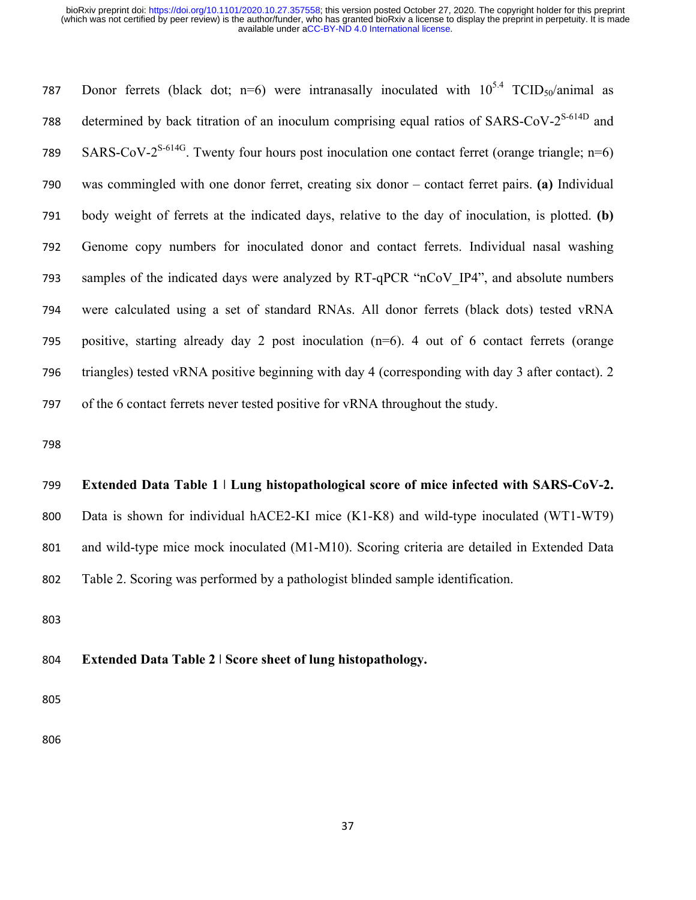Donor ferrets (black dot; n=6) were intranasally inoculated with $10^{5.4}$ $TCID_{50}$/animal as determined by back titration of an inoculum comprising equal ratios of SARS-CoV-$2^{S\text{-}614D}$ and SARS-CoV-$2^{S\text{-}614G}$. Twenty four hours post inoculation one contact ferret (orange triangle; n=6) was commingled with one donor ferret, creating six donor – contact ferret pairs. **(a)** Individual body weight of ferrets at the indicated days, relative to the day of inoculation, is plotted. **(b)** Genome copy numbers for inoculated donor and contact ferrets. Individual nasal washing samples of the indicated days were analyzed by RT-qPCR "nCoV_IP4", and absolute numbers were calculated using a set of standard RNAs. All donor ferrets (black dots) tested vRNA positive, starting already day 2 post inoculation (n=6). 4 out of 6 contact ferrets (orange triangles) tested vRNA positive beginning with day 4 (corresponding with day 3 after contact). 2 of the 6 contact ferrets never tested positive for vRNA throughout the study.

**Extended Data Table 1 | Lung histopathological score of mice infected with SARS-CoV-2.** Data is shown for individual hACE2-KI mice (K1-K8) and wild-type inoculated (WT1-WT9) and wild-type mice mock inoculated (M1-M10). Scoring criteria are detailed in Extended Data Table 2. Scoring was performed by a pathologist blinded sample identification.

**Extended Data Table 2 | Score sheet of lung histopathology.**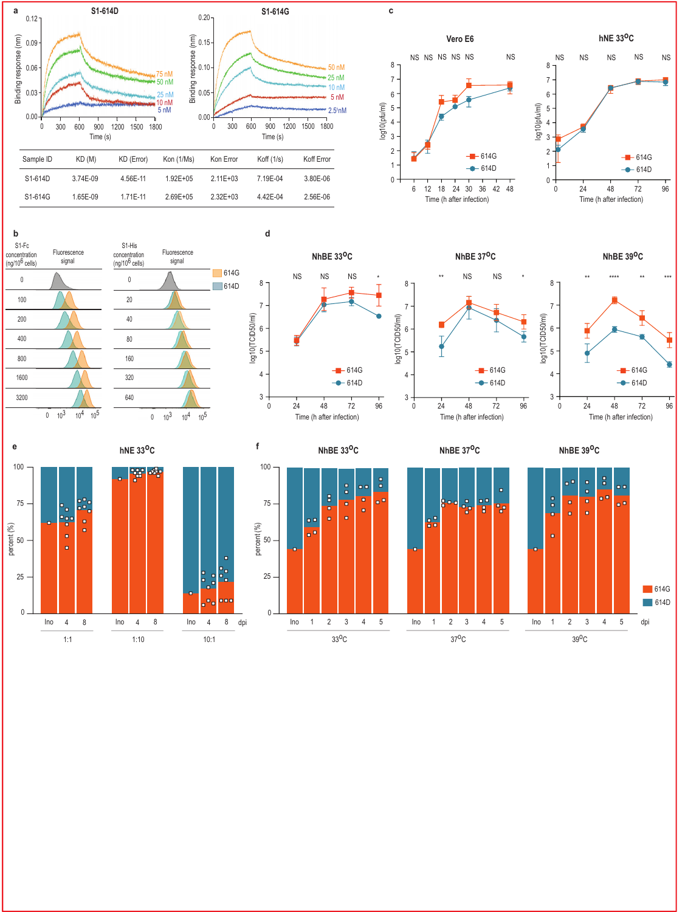| Sample ID | KD (M) | KD (Error) | Kon (1/Ms) | Kon Error | Koff (1/s) | Koff Error |
|---|---|---|---|---|---|---|
| S1-614D | 3.74E-09 | 4.56E-11 | 1.92E+05 | 2.11E+03 | 7.19E-04 | 3.80E-06 |
| S1-614G | 1.65E-09 | 1.71E-11 | 2.69E+05 | 2.32E+03 | 4.42E-04 | 2.56E-06 |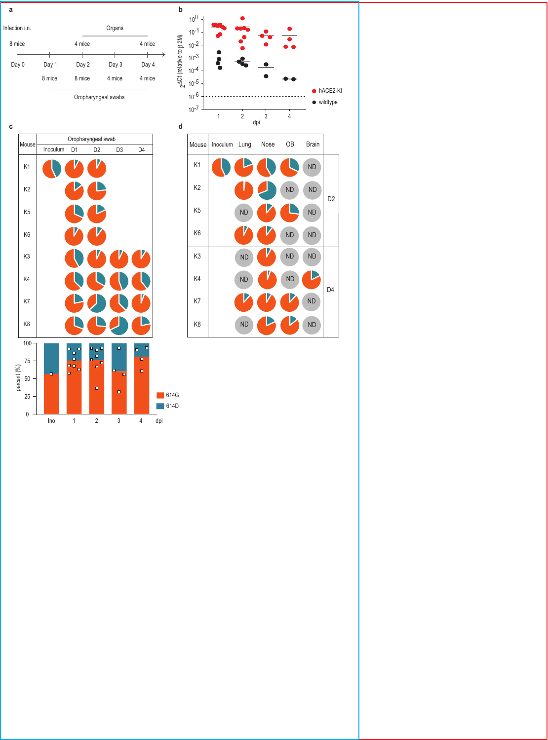**a**

Infection i.n.

Organs

8 mice — Day 0

Day 1 — 8 mice

Day 2 — 4 mice (organs); 8 mice (swabs)

Day 3 — 4 mice

Day 4 — 4 mice (organs); 4 mice (swabs)

Oropharyngeal swabs

**b**

$2^{-\Delta Ct}$ (relative to β 2M)

$10^{0}$, $10^{-1}$, $10^{-2}$, $10^{-3}$, $10^{-4}$, $10^{-5}$, $10^{-6}$, $10^{-7}$

dpi: 1, 2, 3, 4

● hACE2-KI

● wildtype

**c**

| Mouse | Oropharyngeal swab | | | | |
|---|---|---|---|---|---|
| | Inoculum | D1 | D2 | D3 | D4 |
| K1 | | | | | |
| K2 | | | | | |
| K5 | | | | | |
| K6 | | | | | |
| K3 | | | | | |
| K4 | | | | | |
| K7 | | | | | |
| K8 | | | | | |

percent (%): 0, 25, 50, 75, 100

Ino, 1, 2, 3, 4 dpi

614G

614D

**d**

| Mouse | Inoculum | Lung | Nose | OB | Brain | |
|---|---|---|---|---|---|---|
| K1 | | | | | ND | D2 |
| K2 | | | | ND | ND | D2 |
| K5 | | ND | | | ND | D2 |
| K6 | | | | ND | ND | D2 |
| K3 | | ND | | ND | ND | D4 |
| K4 | | ND | | ND | | D4 |
| K7 | | | | | ND | D4 |
| K8 | | ND | | | ND | D4 |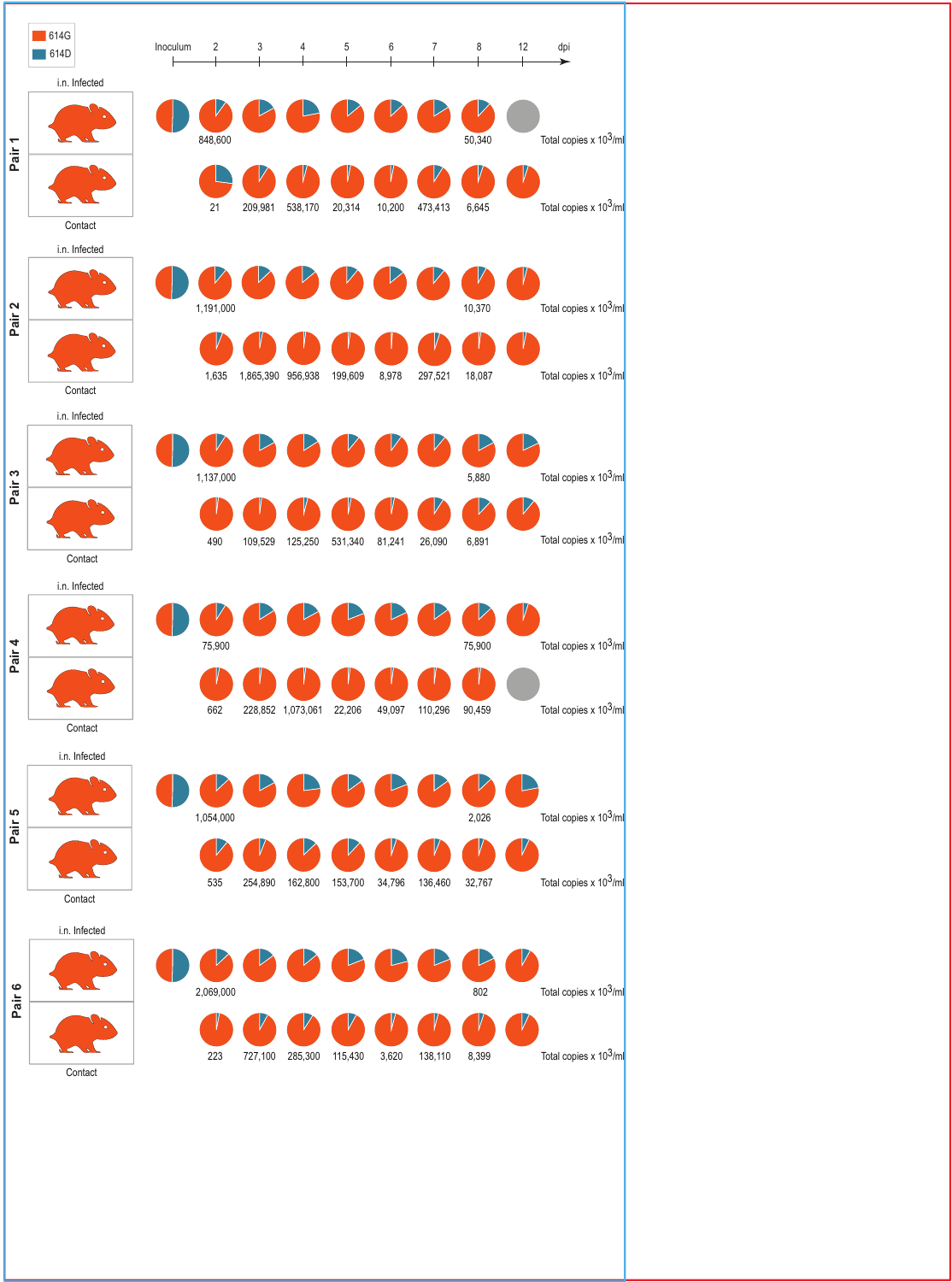| | | Inoculum | 2 | 3 | 4 | 5 | 6 | 7 | 8 | 12 | |
|---|---|---|---|---|---|---|---|---|---|---|---|
| Pair 1 | i.n. Infected | | 848,600 | | | | | | 50,340 | | Total copies x $10^3$/ml |
| | Contact | | 21 | 209,981 | 538,170 | 20,314 | 10,200 | 473,413 | 6,645 | | Total copies x $10^3$/ml |
| Pair 2 | i.n. Infected | | 1,191,000 | | | | | | 10,370 | | Total copies x $10^3$/ml |
| | Contact | | 1,635 | 1,865,390 | 956,938 | 199,609 | 8,978 | 297,521 | 18,087 | | Total copies x $10^3$/ml |
| Pair 3 | i.n. Infected | | 1,137,000 | | | | | | 5,880 | | Total copies x $10^3$/ml |
| | Contact | | 490 | 109,529 | 125,250 | 531,340 | 81,241 | 26,090 | 6,891 | | Total copies x $10^3$/ml |
| Pair 4 | i.n. Infected | | 75,900 | | | | | | 75,900 | | Total copies x $10^3$/ml |
| | Contact | | 662 | 228,852 | 1,073,061 | 22,206 | 49,097 | 110,296 | 90,459 | | Total copies x $10^3$/ml |
| Pair 5 | i.n. Infected | | 1,054,000 | | | | | | 2,026 | | Total copies x $10^3$/ml |
| | Contact | | 535 | 254,890 | 162,800 | 153,700 | 34,796 | 136,460 | 32,767 | | Total copies x $10^3$/ml |
| Pair 6 | i.n. Infected | | 2,069,000 | | | | | | 802 | | Total copies x $10^3$/ml |
| | Contact | | 223 | 727,100 | 285,300 | 115,430 | 3,620 | 138,110 | 8,399 | | Total copies x $10^3$/ml |

614G, 614D; dpi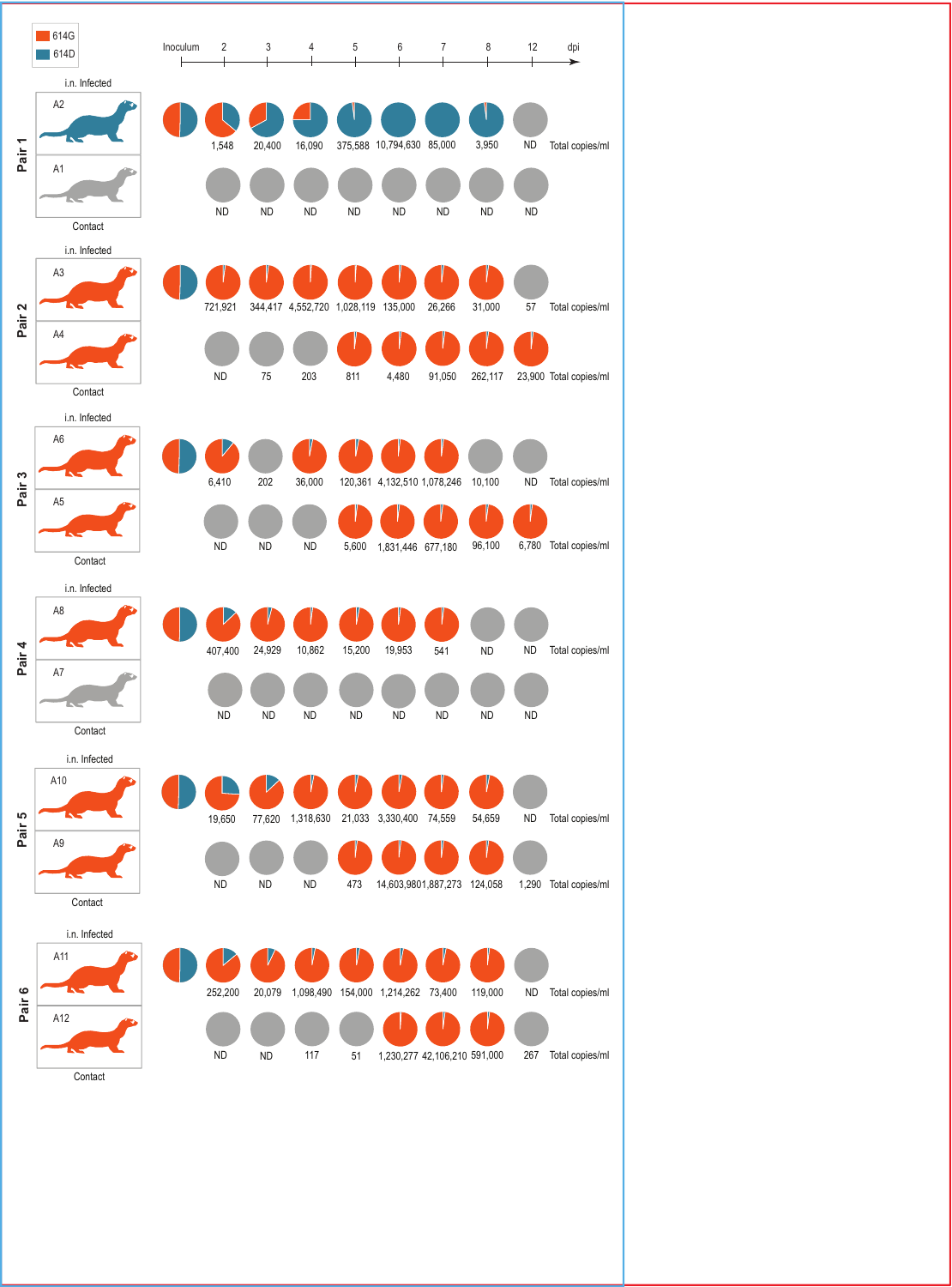614G
614D

Inoculum 2 3 4 5 6 7 8 12 dpi

Pair 1

i.n. Infected

A2

1,548 20,400 16,090 375,588 10,794,630 85,000 3,950 ND Total copies/ml

A1

ND ND ND ND ND ND ND ND

Contact

Pair 2

i.n. Infected

A3

721,921 344,417 4,552,720 1,028,119 135,000 26,266 31,000 57 Total copies/ml

A4

ND 75 203 811 4,480 91,050 262,117 23,900 Total copies/ml

Contact

Pair 3

i.n. Infected

A6

6,410 202 36,000 120,361 4,132,510 1,078,246 10,100 ND Total copies/ml

A5

ND ND ND 5,600 1,831,446 677,180 96,100 6,780 Total copies/ml

Contact

Pair 4

i.n. Infected

A8

407,400 24,929 10,862 15,200 19,953 541 ND ND Total copies/ml

A7

ND ND ND ND ND ND ND ND

Contact

Pair 5

i.n. Infected

A10

19,650 77,620 1,318,630 21,033 3,330,400 74,559 54,659 ND Total copies/ml

A9

ND ND ND 473 14,603,980 1,887,273 124,058 1,290 Total copies/ml

Contact

Pair 6

i.n. Infected

A11

252,200 20,079 1,098,490 154,000 1,214,262 73,400 119,000 ND Total copies/ml

A12

ND ND 117 51 1,230,277 42,106,210 591,000 267 Total copies/ml

Contact